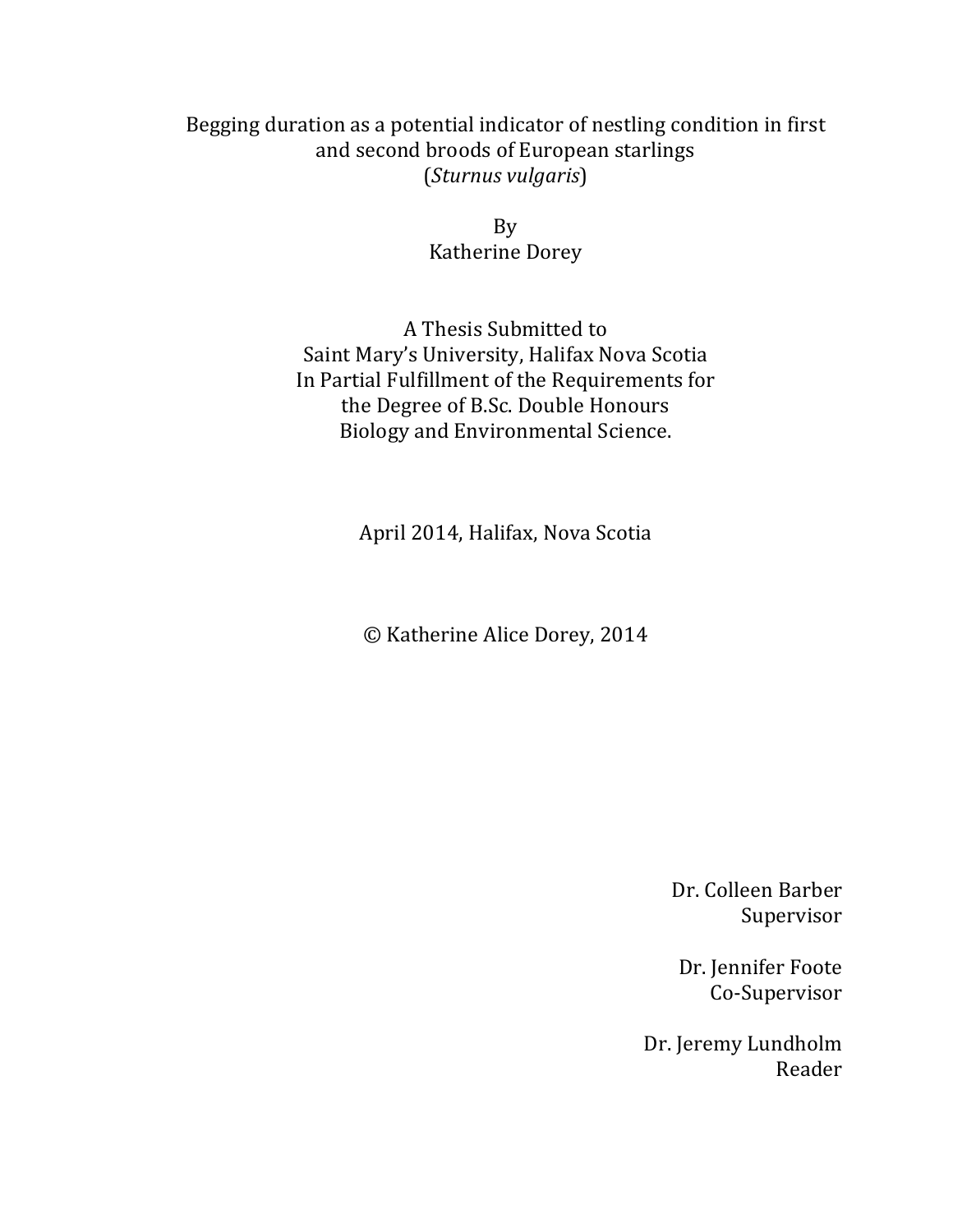# Begging duration as a potential indicator of nestling condition in first and second broods of European starlings (*Sturnus vulgaris*)

By
Katherine Dorey

A Thesis Submitted to
Saint Mary's University, Halifax Nova Scotia
In Partial Fulfillment of the Requirements for
the Degree of B.Sc. Double Honours
Biology and Environmental Science.

April 2014, Halifax, Nova Scotia

© Katherine Alice Dorey, 2014

Dr. Colleen Barber
Supervisor

Dr. Jennifer Foote
Co-Supervisor

Dr. Jeremy Lundholm
Reader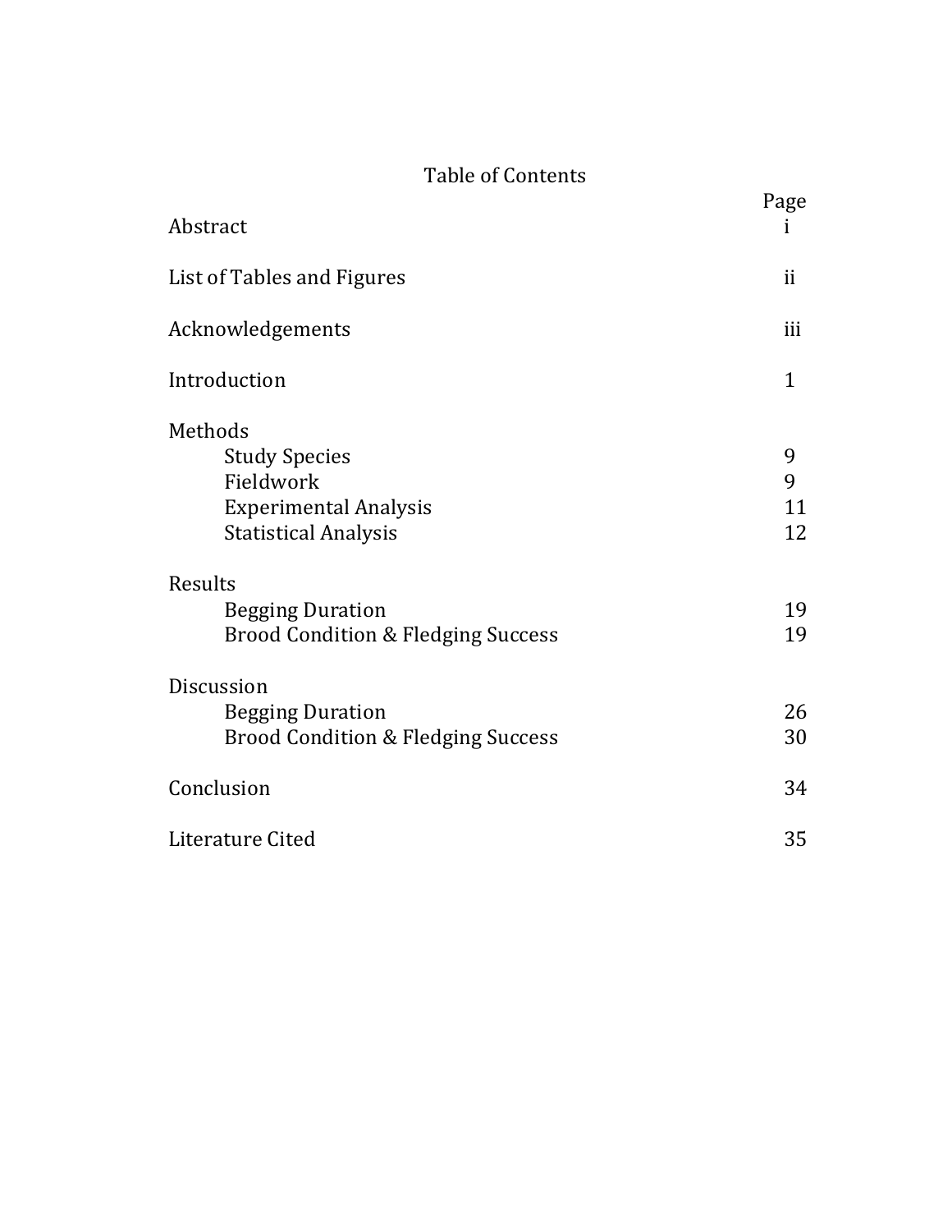# Table of Contents

| | Page |
|---|---|
| Abstract | i |
| List of Tables and Figures | ii |
| Acknowledgements | iii |
| Introduction | 1 |
| Methods | |
| Study Species | 9 |
| Fieldwork | 9 |
| Experimental Analysis | 11 |
| Statistical Analysis | 12 |
| Results | |
| Begging Duration | 19 |
| Brood Condition & Fledging Success | 19 |
| Discussion | |
| Begging Duration | 26 |
| Brood Condition & Fledging Success | 30 |
| Conclusion | 34 |
| Literature Cited | 35 |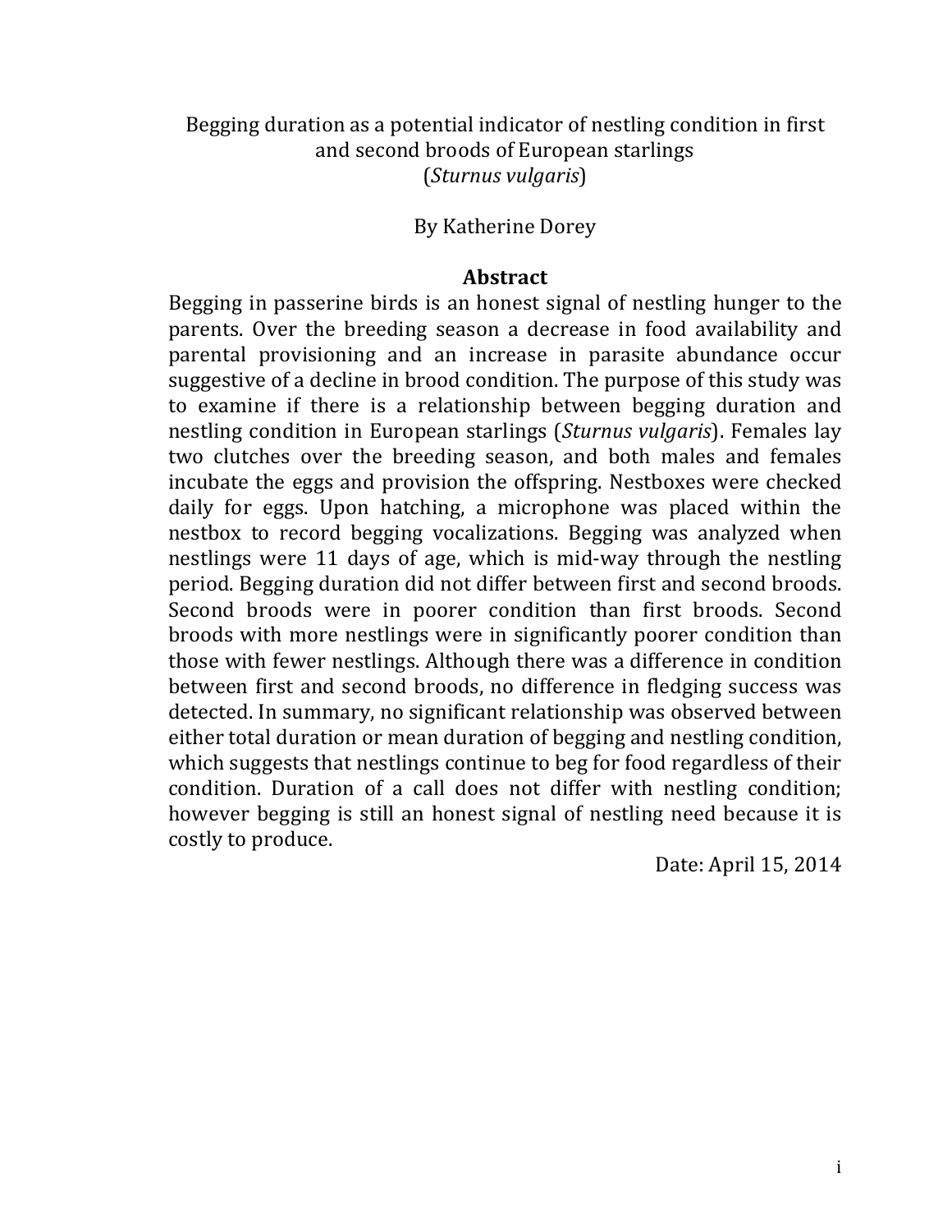Begging duration as a potential indicator of nestling condition in first and second broods of European starlings (*Sturnus vulgaris*)

By Katherine Dorey

## Abstract

Begging in passerine birds is an honest signal of nestling hunger to the parents. Over the breeding season a decrease in food availability and parental provisioning and an increase in parasite abundance occur suggestive of a decline in brood condition. The purpose of this study was to examine if there is a relationship between begging duration and nestling condition in European starlings (*Sturnus vulgaris*). Females lay two clutches over the breeding season, and both males and females incubate the eggs and provision the offspring. Nestboxes were checked daily for eggs. Upon hatching, a microphone was placed within the nestbox to record begging vocalizations. Begging was analyzed when nestlings were 11 days of age, which is mid-way through the nestling period. Begging duration did not differ between first and second broods. Second broods were in poorer condition than first broods. Second broods with more nestlings were in significantly poorer condition than those with fewer nestlings. Although there was a difference in condition between first and second broods, no difference in fledging success was detected. In summary, no significant relationship was observed between either total duration or mean duration of begging and nestling condition, which suggests that nestlings continue to beg for food regardless of their condition. Duration of a call does not differ with nestling condition; however begging is still an honest signal of nestling need because it is costly to produce.

Date: April 15, 2014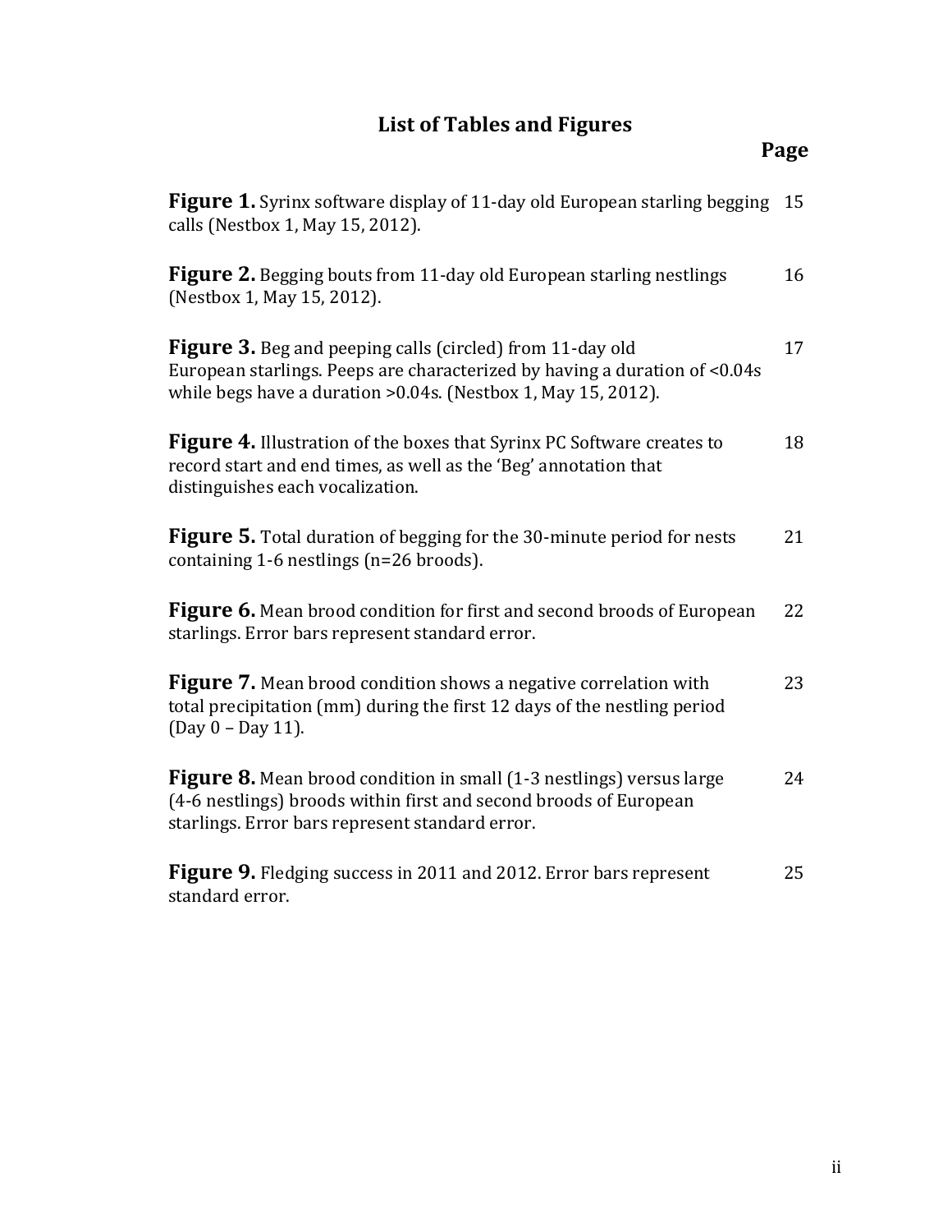# List of Tables and Figures

| | Page |
|---|---|
| **Figure 1.** Syrinx software display of 11-day old European starling begging calls (Nestbox 1, May 15, 2012). | 15 |
| **Figure 2.** Begging bouts from 11-day old European starling nestlings (Nestbox 1, May 15, 2012). | 16 |
| **Figure 3.** Beg and peeping calls (circled) from 11-day old European starlings. Peeps are characterized by having a duration of <0.04s while begs have a duration >0.04s. (Nestbox 1, May 15, 2012). | 17 |
| **Figure 4.** Illustration of the boxes that Syrinx PC Software creates to record start and end times, as well as the 'Beg' annotation that distinguishes each vocalization. | 18 |
| **Figure 5.** Total duration of begging for the 30-minute period for nests containing 1-6 nestlings (n=26 broods). | 21 |
| **Figure 6.** Mean brood condition for first and second broods of European starlings. Error bars represent standard error. | 22 |
| **Figure 7.** Mean brood condition shows a negative correlation with total precipitation (mm) during the first 12 days of the nestling period (Day 0 – Day 11). | 23 |
| **Figure 8.** Mean brood condition in small (1-3 nestlings) versus large (4-6 nestlings) broods within first and second broods of European starlings. Error bars represent standard error. | 24 |
| **Figure 9.** Fledging success in 2011 and 2012. Error bars represent standard error. | 25 |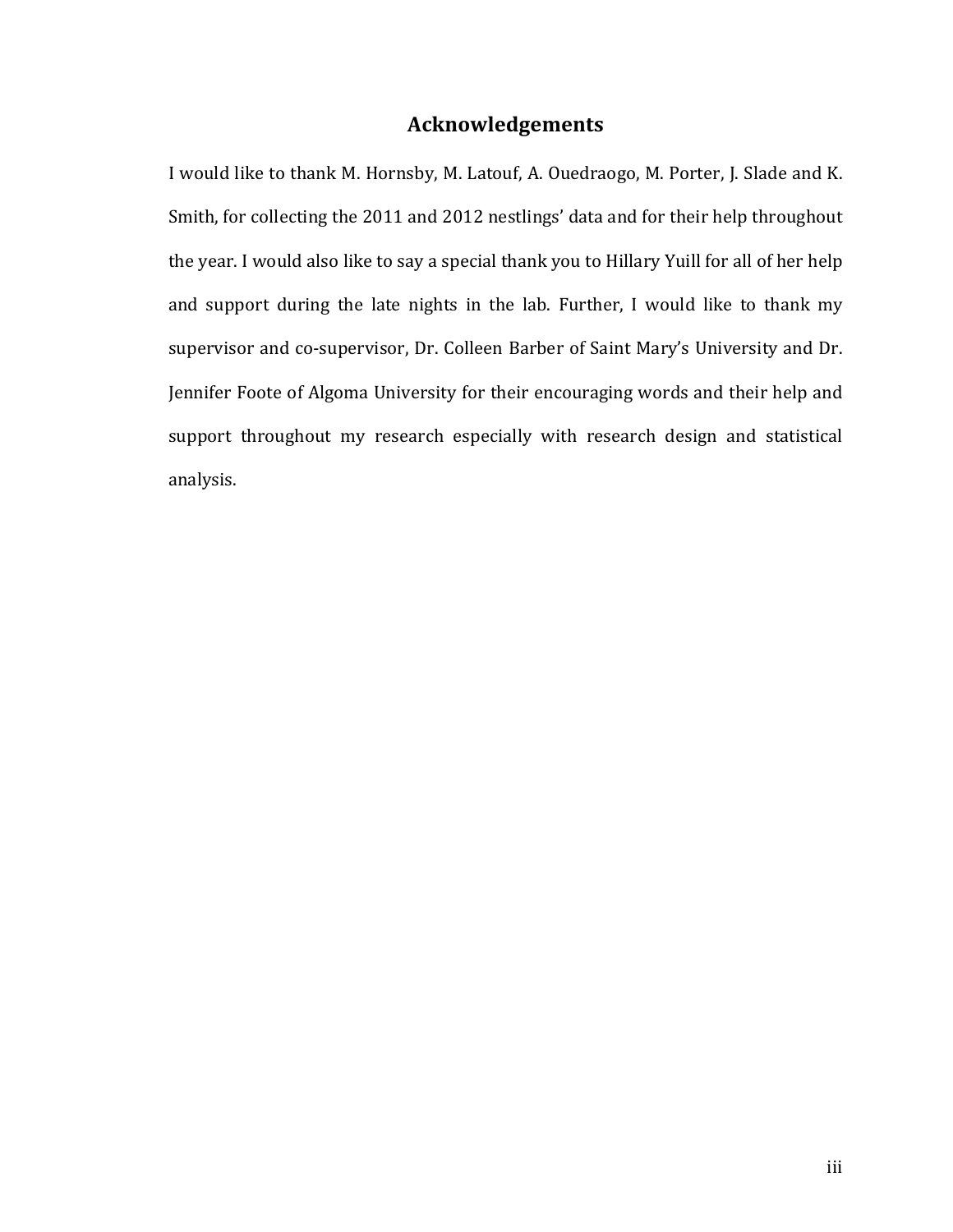## Acknowledgements

I would like to thank M. Hornsby, M. Latouf, A. Ouedraogo, M. Porter, J. Slade and K. Smith, for collecting the 2011 and 2012 nestlings' data and for their help throughout the year. I would also like to say a special thank you to Hillary Yuill for all of her help and support during the late nights in the lab. Further, I would like to thank my supervisor and co-supervisor, Dr. Colleen Barber of Saint Mary's University and Dr. Jennifer Foote of Algoma University for their encouraging words and their help and support throughout my research especially with research design and statistical analysis.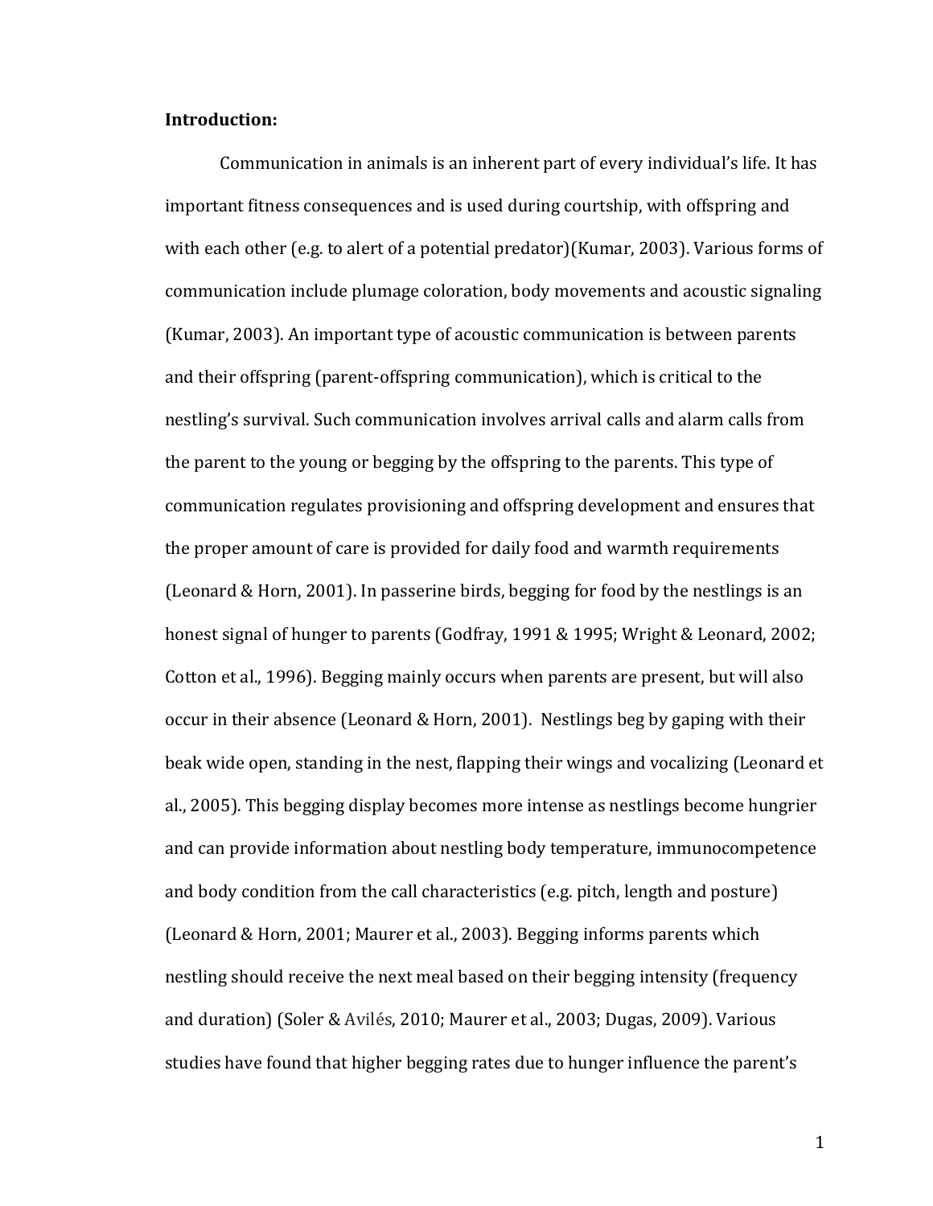**Introduction:**

Communication in animals is an inherent part of every individual's life. It has important fitness consequences and is used during courtship, with offspring and with each other (e.g. to alert of a potential predator)(Kumar, 2003). Various forms of communication include plumage coloration, body movements and acoustic signaling (Kumar, 2003). An important type of acoustic communication is between parents and their offspring (parent-offspring communication), which is critical to the nestling's survival. Such communication involves arrival calls and alarm calls from the parent to the young or begging by the offspring to the parents. This type of communication regulates provisioning and offspring development and ensures that the proper amount of care is provided for daily food and warmth requirements (Leonard & Horn, 2001). In passerine birds, begging for food by the nestlings is an honest signal of hunger to parents (Godfray, 1991 & 1995; Wright & Leonard, 2002; Cotton et al., 1996). Begging mainly occurs when parents are present, but will also occur in their absence (Leonard & Horn, 2001). Nestlings beg by gaping with their beak wide open, standing in the nest, flapping their wings and vocalizing (Leonard et al., 2005). This begging display becomes more intense as nestlings become hungrier and can provide information about nestling body temperature, immunocompetence and body condition from the call characteristics (e.g. pitch, length and posture) (Leonard & Horn, 2001; Maurer et al., 2003). Begging informs parents which nestling should receive the next meal based on their begging intensity (frequency and duration) (Soler & Avilés, 2010; Maurer et al., 2003; Dugas, 2009). Various studies have found that higher begging rates due to hunger influence the parent's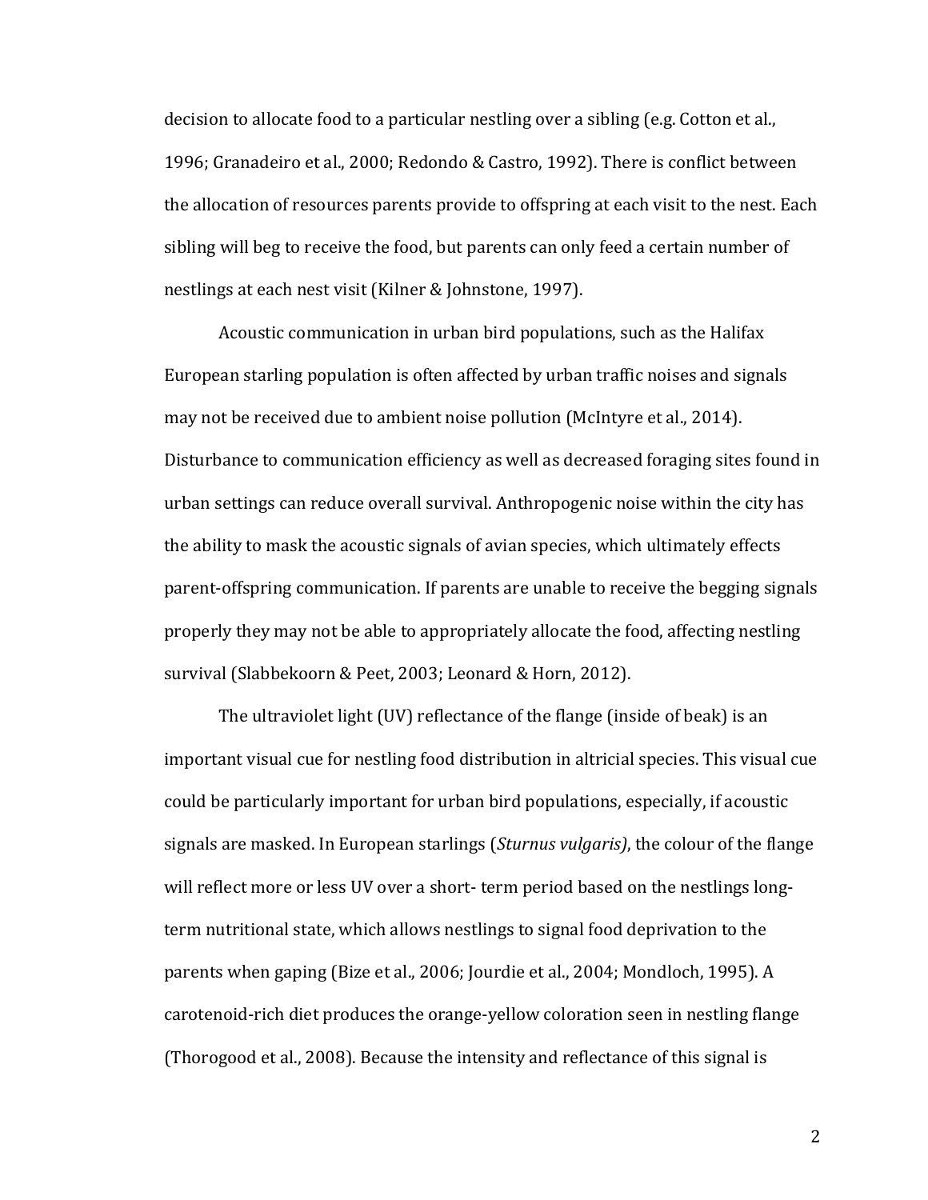decision to allocate food to a particular nestling over a sibling (e.g. Cotton et al., 1996; Granadeiro et al., 2000; Redondo & Castro, 1992). There is conflict between the allocation of resources parents provide to offspring at each visit to the nest. Each sibling will beg to receive the food, but parents can only feed a certain number of nestlings at each nest visit (Kilner & Johnstone, 1997).

Acoustic communication in urban bird populations, such as the Halifax European starling population is often affected by urban traffic noises and signals may not be received due to ambient noise pollution (McIntyre et al., 2014). Disturbance to communication efficiency as well as decreased foraging sites found in urban settings can reduce overall survival. Anthropogenic noise within the city has the ability to mask the acoustic signals of avian species, which ultimately effects parent-offspring communication. If parents are unable to receive the begging signals properly they may not be able to appropriately allocate the food, affecting nestling survival (Slabbekoorn & Peet, 2003; Leonard & Horn, 2012).

The ultraviolet light (UV) reflectance of the flange (inside of beak) is an important visual cue for nestling food distribution in altricial species. This visual cue could be particularly important for urban bird populations, especially, if acoustic signals are masked. In European starlings (*Sturnus vulgaris)*, the colour of the flange will reflect more or less UV over a short- term period based on the nestlings long-term nutritional state, which allows nestlings to signal food deprivation to the parents when gaping (Bize et al., 2006; Jourdie et al., 2004; Mondloch, 1995). A carotenoid-rich diet produces the orange-yellow coloration seen in nestling flange (Thorogood et al., 2008). Because the intensity and reflectance of this signal is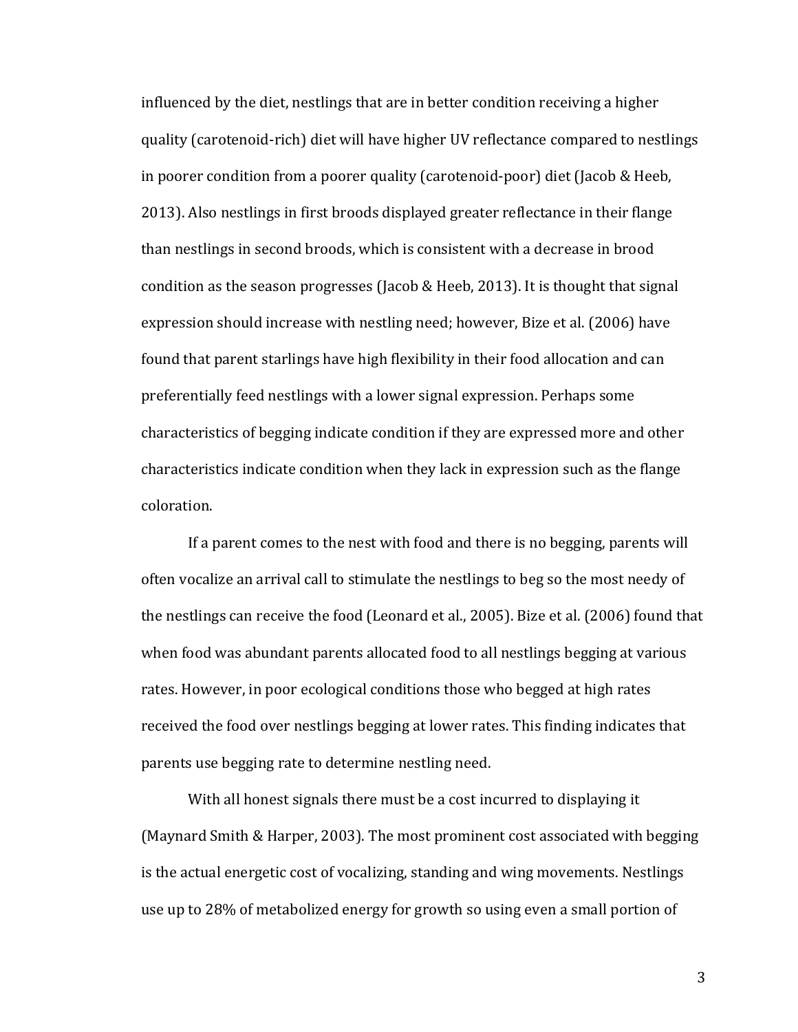influenced by the diet, nestlings that are in better condition receiving a higher quality (carotenoid-rich) diet will have higher UV reflectance compared to nestlings in poorer condition from a poorer quality (carotenoid-poor) diet (Jacob & Heeb, 2013). Also nestlings in first broods displayed greater reflectance in their flange than nestlings in second broods, which is consistent with a decrease in brood condition as the season progresses (Jacob & Heeb, 2013). It is thought that signal expression should increase with nestling need; however, Bize et al. (2006) have found that parent starlings have high flexibility in their food allocation and can preferentially feed nestlings with a lower signal expression. Perhaps some characteristics of begging indicate condition if they are expressed more and other characteristics indicate condition when they lack in expression such as the flange coloration.

If a parent comes to the nest with food and there is no begging, parents will often vocalize an arrival call to stimulate the nestlings to beg so the most needy of the nestlings can receive the food (Leonard et al., 2005). Bize et al. (2006) found that when food was abundant parents allocated food to all nestlings begging at various rates. However, in poor ecological conditions those who begged at high rates received the food over nestlings begging at lower rates. This finding indicates that parents use begging rate to determine nestling need.

With all honest signals there must be a cost incurred to displaying it (Maynard Smith & Harper, 2003). The most prominent cost associated with begging is the actual energetic cost of vocalizing, standing and wing movements. Nestlings use up to 28% of metabolized energy for growth so using even a small portion of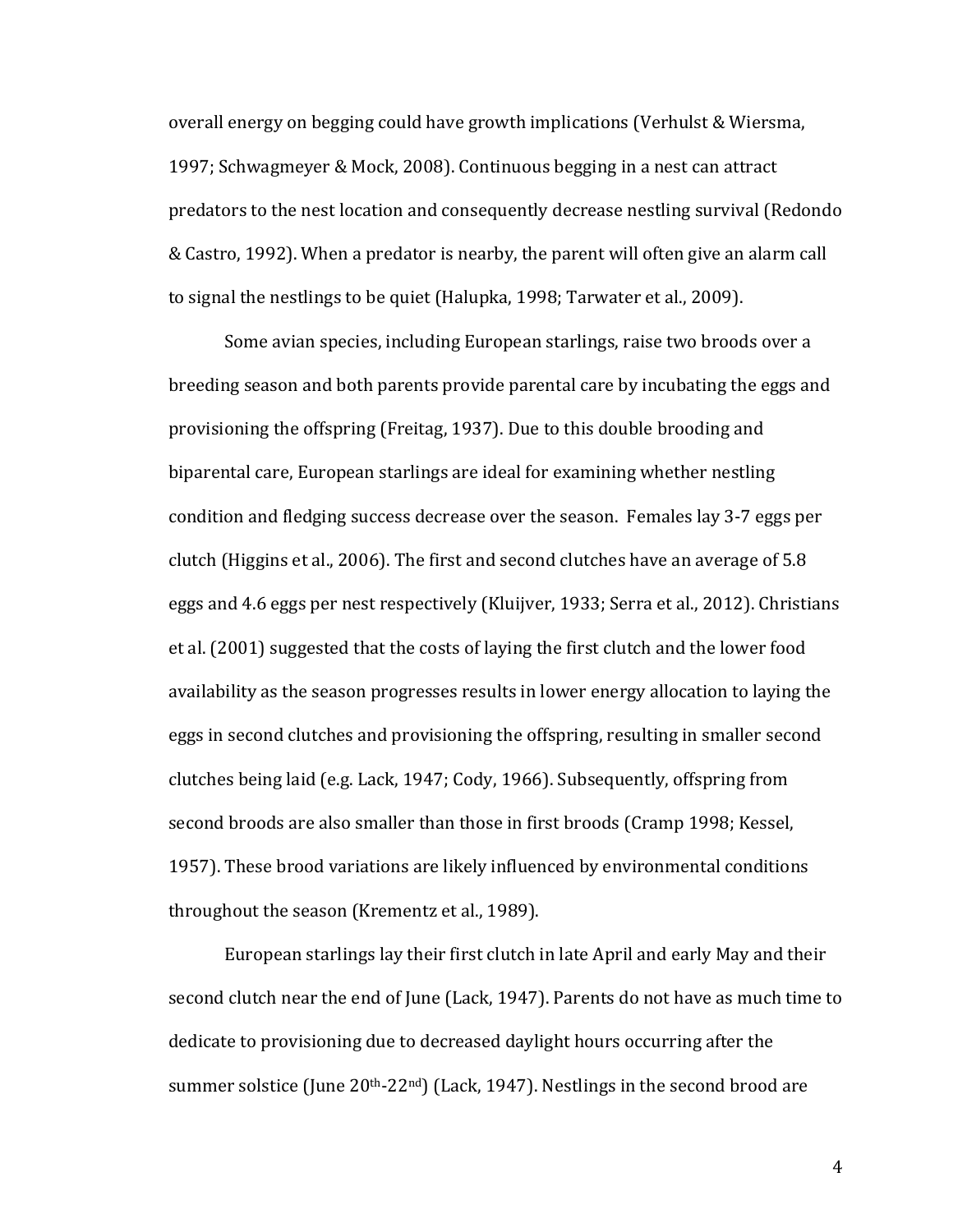overall energy on begging could have growth implications (Verhulst & Wiersma, 1997; Schwagmeyer & Mock, 2008). Continuous begging in a nest can attract predators to the nest location and consequently decrease nestling survival (Redondo & Castro, 1992). When a predator is nearby, the parent will often give an alarm call to signal the nestlings to be quiet (Halupka, 1998; Tarwater et al., 2009).

Some avian species, including European starlings, raise two broods over a breeding season and both parents provide parental care by incubating the eggs and provisioning the offspring (Freitag, 1937). Due to this double brooding and biparental care, European starlings are ideal for examining whether nestling condition and fledging success decrease over the season. Females lay 3-7 eggs per clutch (Higgins et al., 2006). The first and second clutches have an average of 5.8 eggs and 4.6 eggs per nest respectively (Kluijver, 1933; Serra et al., 2012). Christians et al. (2001) suggested that the costs of laying the first clutch and the lower food availability as the season progresses results in lower energy allocation to laying the eggs in second clutches and provisioning the offspring, resulting in smaller second clutches being laid (e.g. Lack, 1947; Cody, 1966). Subsequently, offspring from second broods are also smaller than those in first broods (Cramp 1998; Kessel, 1957). These brood variations are likely influenced by environmental conditions throughout the season (Krementz et al., 1989).

European starlings lay their first clutch in late April and early May and their second clutch near the end of June (Lack, 1947). Parents do not have as much time to dedicate to provisioning due to decreased daylight hours occurring after the summer solstice (June 20th-22nd) (Lack, 1947). Nestlings in the second brood are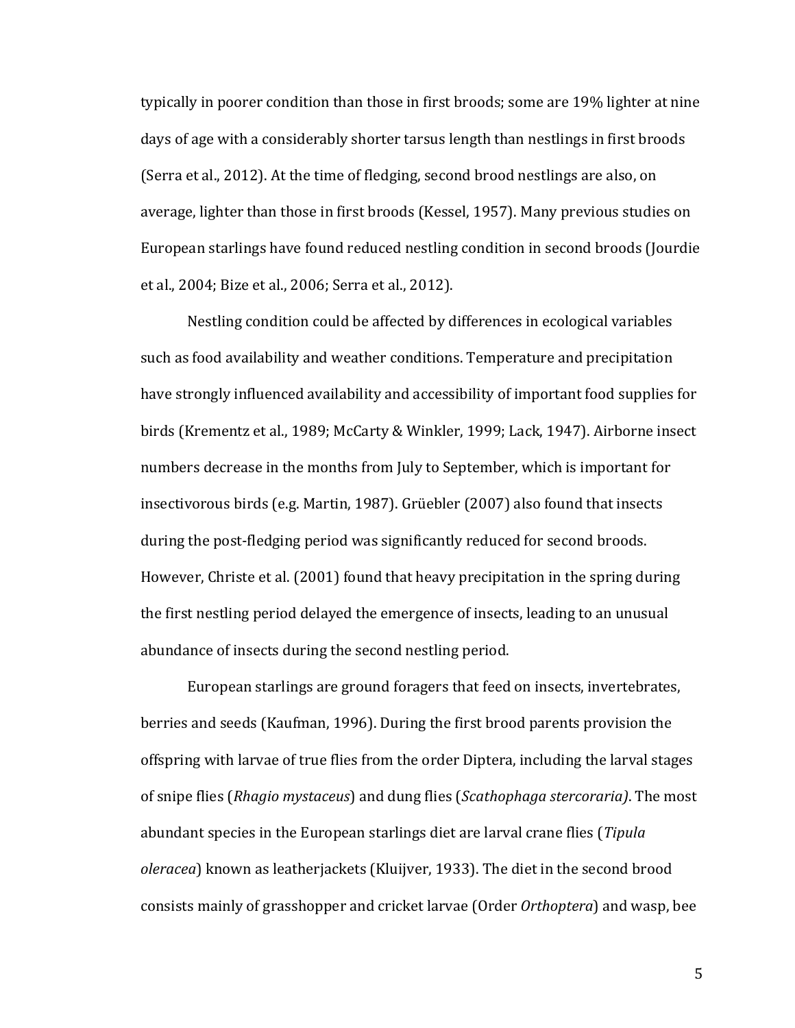typically in poorer condition than those in first broods; some are 19% lighter at nine days of age with a considerably shorter tarsus length than nestlings in first broods (Serra et al., 2012). At the time of fledging, second brood nestlings are also, on average, lighter than those in first broods (Kessel, 1957). Many previous studies on European starlings have found reduced nestling condition in second broods (Jourdie et al., 2004; Bize et al., 2006; Serra et al., 2012).

Nestling condition could be affected by differences in ecological variables such as food availability and weather conditions. Temperature and precipitation have strongly influenced availability and accessibility of important food supplies for birds (Krementz et al., 1989; McCarty & Winkler, 1999; Lack, 1947). Airborne insect numbers decrease in the months from July to September, which is important for insectivorous birds (e.g. Martin, 1987). Grüebler (2007) also found that insects during the post-fledging period was significantly reduced for second broods. However, Christe et al. (2001) found that heavy precipitation in the spring during the first nestling period delayed the emergence of insects, leading to an unusual abundance of insects during the second nestling period.

European starlings are ground foragers that feed on insects, invertebrates, berries and seeds (Kaufman, 1996). During the first brood parents provision the offspring with larvae of true flies from the order Diptera, including the larval stages of snipe flies (*Rhagio mystaceus*) and dung flies (*Scathophaga stercoraria)*. The most abundant species in the European starlings diet are larval crane flies (*Tipula oleracea*) known as leatherjackets (Kluijver, 1933). The diet in the second brood consists mainly of grasshopper and cricket larvae (Order *Orthoptera*) and wasp, bee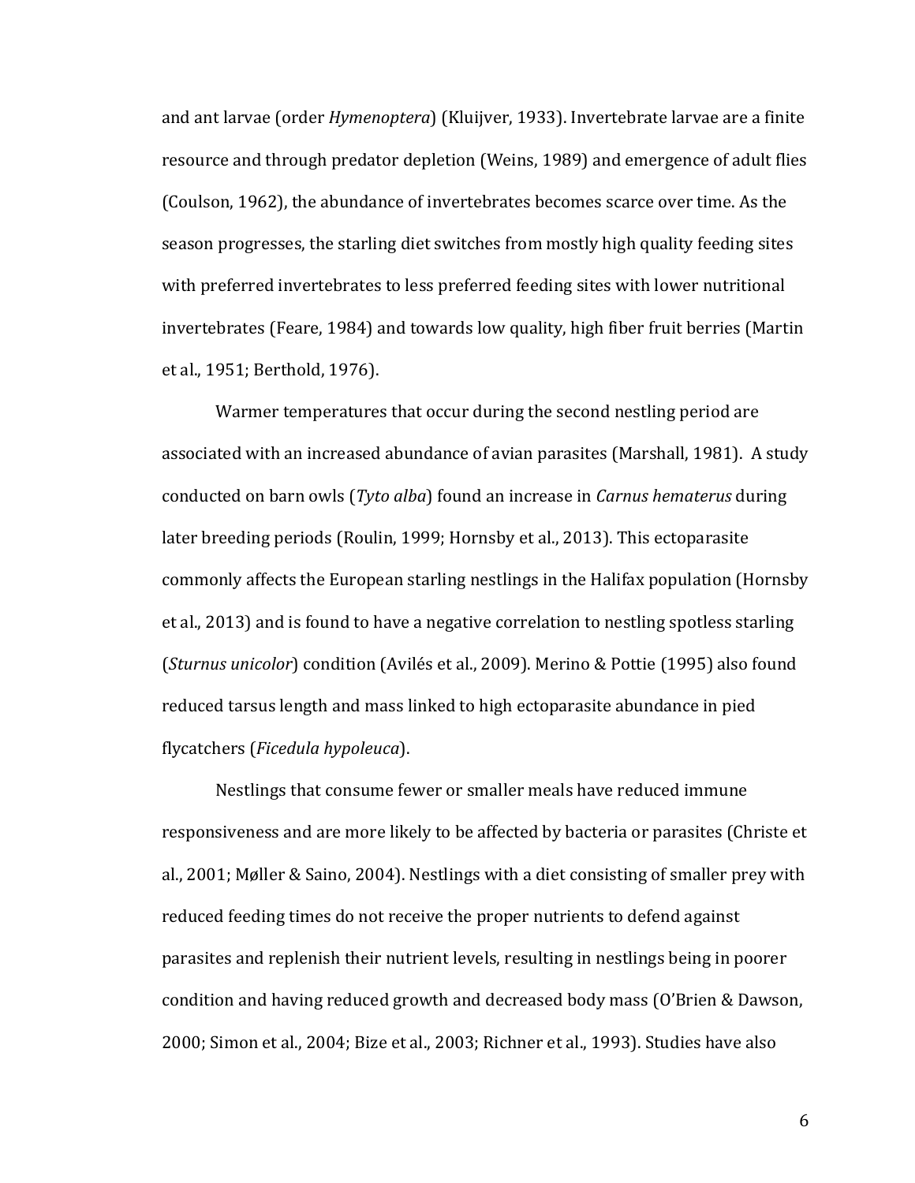and ant larvae (order *Hymenoptera*) (Kluijver, 1933). Invertebrate larvae are a finite resource and through predator depletion (Weins, 1989) and emergence of adult flies (Coulson, 1962), the abundance of invertebrates becomes scarce over time. As the season progresses, the starling diet switches from mostly high quality feeding sites with preferred invertebrates to less preferred feeding sites with lower nutritional invertebrates (Feare, 1984) and towards low quality, high fiber fruit berries (Martin et al., 1951; Berthold, 1976).

Warmer temperatures that occur during the second nestling period are associated with an increased abundance of avian parasites (Marshall, 1981). A study conducted on barn owls (*Tyto alba*) found an increase in *Carnus hematerus* during later breeding periods (Roulin, 1999; Hornsby et al., 2013). This ectoparasite commonly affects the European starling nestlings in the Halifax population (Hornsby et al., 2013) and is found to have a negative correlation to nestling spotless starling (*Sturnus unicolor*) condition (Avilés et al., 2009). Merino & Pottie (1995) also found reduced tarsus length and mass linked to high ectoparasite abundance in pied flycatchers (*Ficedula hypoleuca*).

Nestlings that consume fewer or smaller meals have reduced immune responsiveness and are more likely to be affected by bacteria or parasites (Christe et al., 2001; Møller & Saino, 2004). Nestlings with a diet consisting of smaller prey with reduced feeding times do not receive the proper nutrients to defend against parasites and replenish their nutrient levels, resulting in nestlings being in poorer condition and having reduced growth and decreased body mass (O'Brien & Dawson, 2000; Simon et al., 2004; Bize et al., 2003; Richner et al., 1993). Studies have also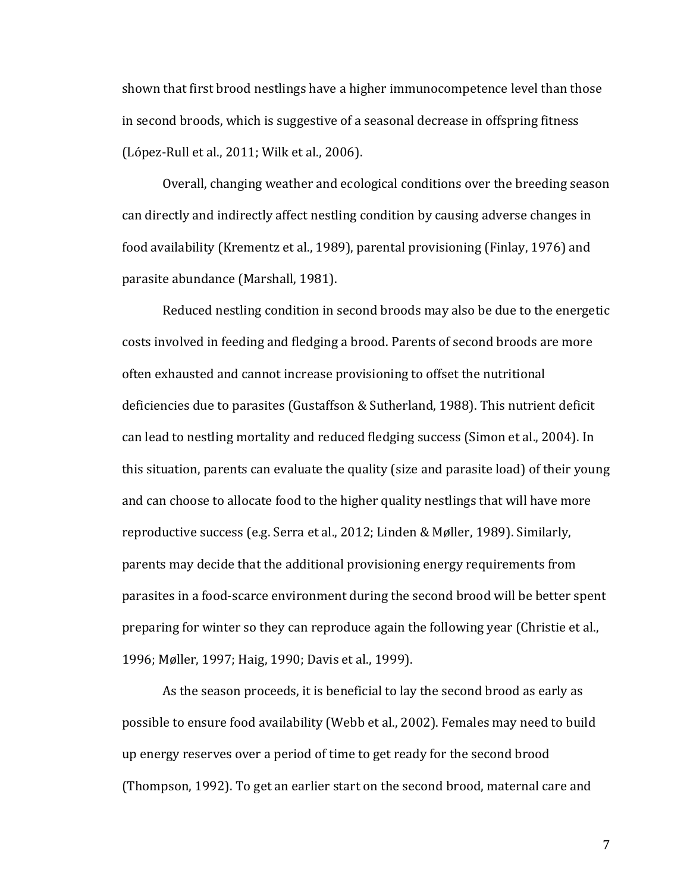shown that first brood nestlings have a higher immunocompetence level than those in second broods, which is suggestive of a seasonal decrease in offspring fitness (López-Rull et al., 2011; Wilk et al., 2006).

Overall, changing weather and ecological conditions over the breeding season can directly and indirectly affect nestling condition by causing adverse changes in food availability (Krementz et al., 1989), parental provisioning (Finlay, 1976) and parasite abundance (Marshall, 1981).

Reduced nestling condition in second broods may also be due to the energetic costs involved in feeding and fledging a brood. Parents of second broods are more often exhausted and cannot increase provisioning to offset the nutritional deficiencies due to parasites (Gustaffson & Sutherland, 1988). This nutrient deficit can lead to nestling mortality and reduced fledging success (Simon et al., 2004). In this situation, parents can evaluate the quality (size and parasite load) of their young and can choose to allocate food to the higher quality nestlings that will have more reproductive success (e.g. Serra et al., 2012; Linden & Møller, 1989). Similarly, parents may decide that the additional provisioning energy requirements from parasites in a food-scarce environment during the second brood will be better spent preparing for winter so they can reproduce again the following year (Christie et al., 1996; Møller, 1997; Haig, 1990; Davis et al., 1999).

As the season proceeds, it is beneficial to lay the second brood as early as possible to ensure food availability (Webb et al., 2002). Females may need to build up energy reserves over a period of time to get ready for the second brood (Thompson, 1992). To get an earlier start on the second brood, maternal care and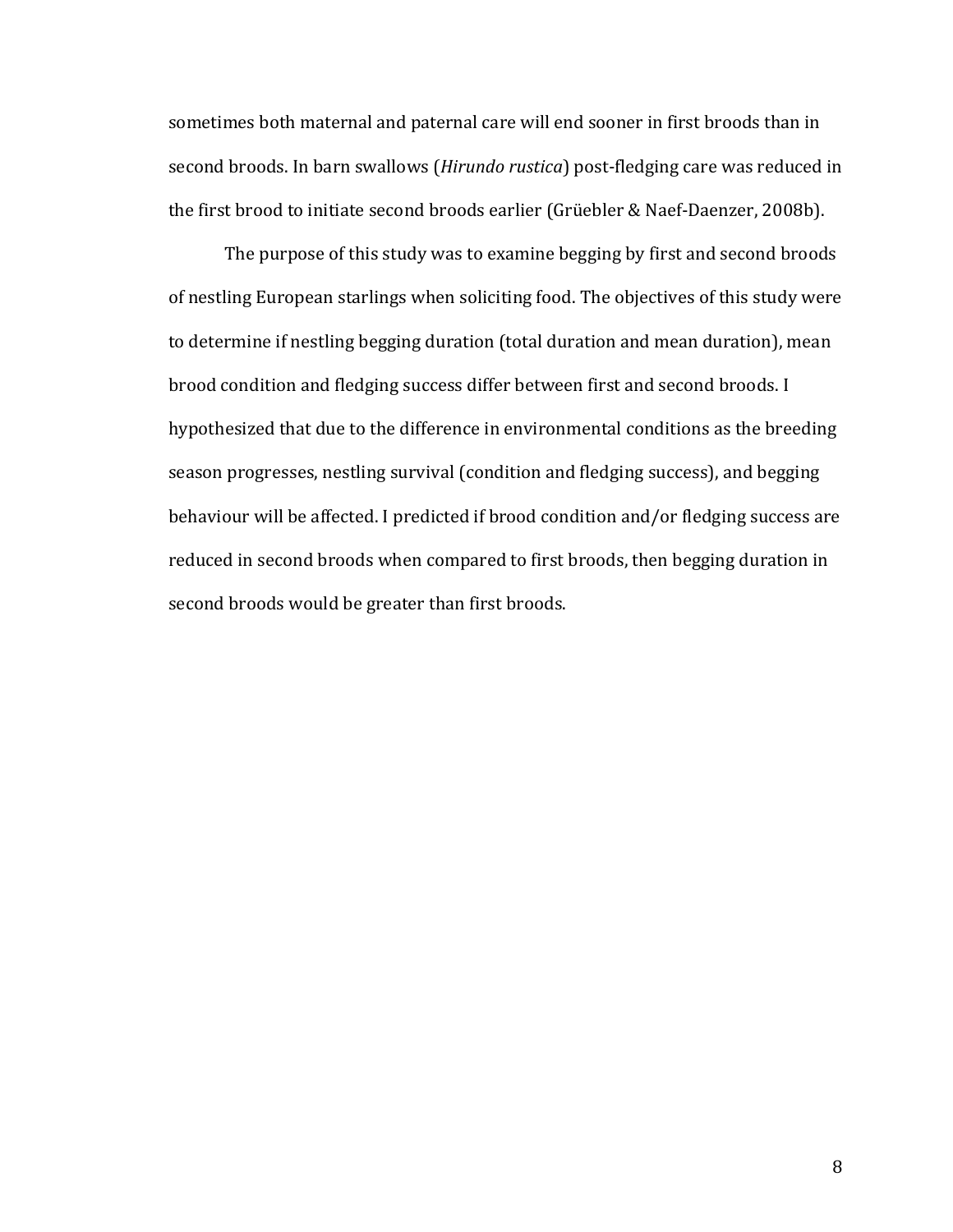sometimes both maternal and paternal care will end sooner in first broods than in second broods. In barn swallows (*Hirundo rustica*) post-fledging care was reduced in the first brood to initiate second broods earlier (Grüebler & Naef-Daenzer, 2008b).

The purpose of this study was to examine begging by first and second broods of nestling European starlings when soliciting food. The objectives of this study were to determine if nestling begging duration (total duration and mean duration), mean brood condition and fledging success differ between first and second broods. I hypothesized that due to the difference in environmental conditions as the breeding season progresses, nestling survival (condition and fledging success), and begging behaviour will be affected. I predicted if brood condition and/or fledging success are reduced in second broods when compared to first broods, then begging duration in second broods would be greater than first broods.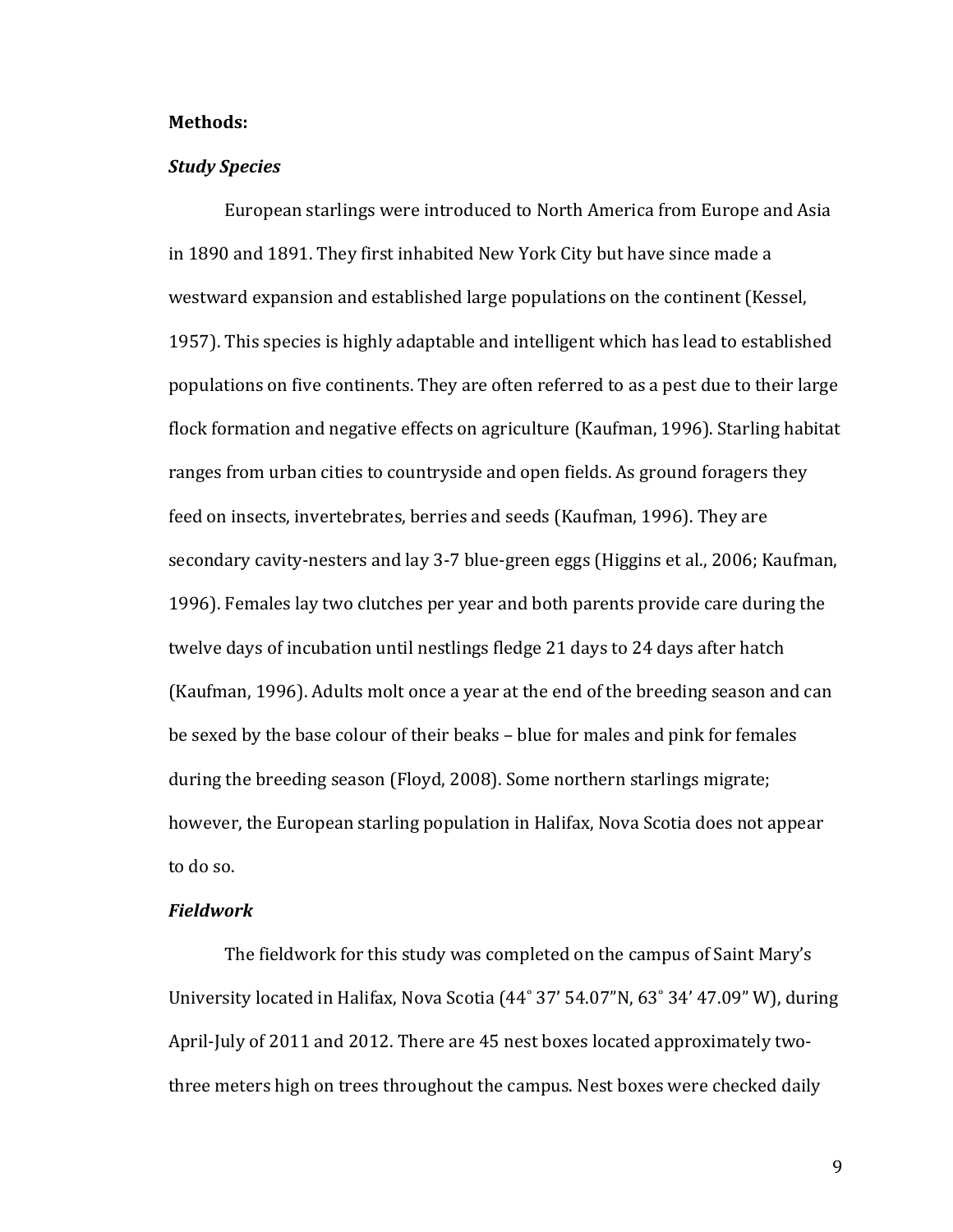**Methods:**

***Study Species***

European starlings were introduced to North America from Europe and Asia in 1890 and 1891. They first inhabited New York City but have since made a westward expansion and established large populations on the continent (Kessel, 1957). This species is highly adaptable and intelligent which has lead to established populations on five continents. They are often referred to as a pest due to their large flock formation and negative effects on agriculture (Kaufman, 1996). Starling habitat ranges from urban cities to countryside and open fields. As ground foragers they feed on insects, invertebrates, berries and seeds (Kaufman, 1996). They are secondary cavity-nesters and lay 3-7 blue-green eggs (Higgins et al., 2006; Kaufman, 1996). Females lay two clutches per year and both parents provide care during the twelve days of incubation until nestlings fledge 21 days to 24 days after hatch (Kaufman, 1996). Adults molt once a year at the end of the breeding season and can be sexed by the base colour of their beaks – blue for males and pink for females during the breeding season (Floyd, 2008). Some northern starlings migrate; however, the European starling population in Halifax, Nova Scotia does not appear to do so.

***Fieldwork***

The fieldwork for this study was completed on the campus of Saint Mary's University located in Halifax, Nova Scotia (44˚ 37' 54.07"N, 63˚ 34' 47.09" W), during April-July of 2011 and 2012. There are 45 nest boxes located approximately two-three meters high on trees throughout the campus. Nest boxes were checked daily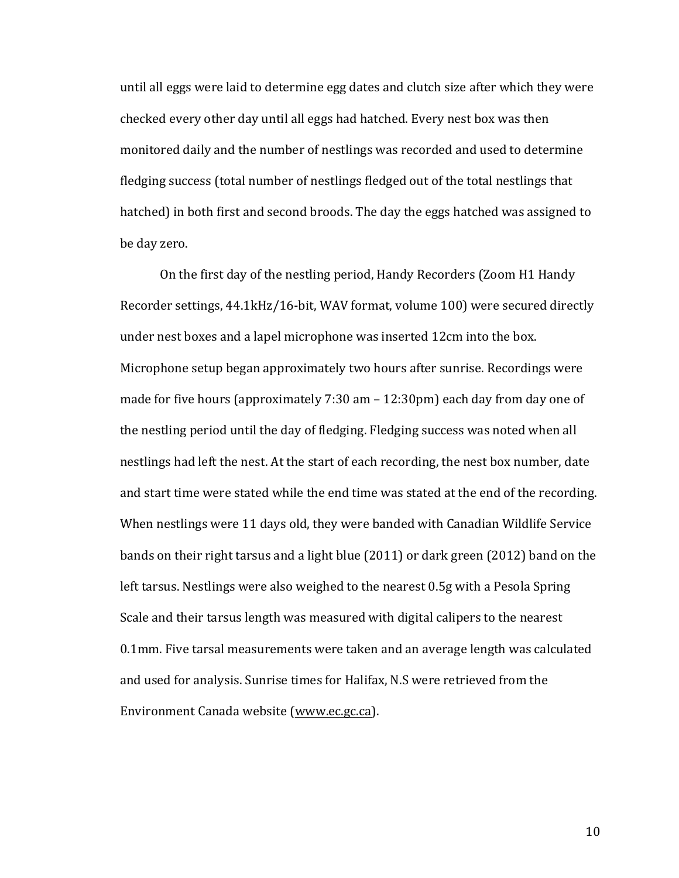until all eggs were laid to determine egg dates and clutch size after which they were checked every other day until all eggs had hatched. Every nest box was then monitored daily and the number of nestlings was recorded and used to determine fledging success (total number of nestlings fledged out of the total nestlings that hatched) in both first and second broods. The day the eggs hatched was assigned to be day zero.

On the first day of the nestling period, Handy Recorders (Zoom H1 Handy Recorder settings, 44.1kHz/16-bit, WAV format, volume 100) were secured directly under nest boxes and a lapel microphone was inserted 12cm into the box. Microphone setup began approximately two hours after sunrise. Recordings were made for five hours (approximately 7:30 am – 12:30pm) each day from day one of the nestling period until the day of fledging. Fledging success was noted when all nestlings had left the nest. At the start of each recording, the nest box number, date and start time were stated while the end time was stated at the end of the recording. When nestlings were 11 days old, they were banded with Canadian Wildlife Service bands on their right tarsus and a light blue (2011) or dark green (2012) band on the left tarsus. Nestlings were also weighed to the nearest 0.5g with a Pesola Spring Scale and their tarsus length was measured with digital calipers to the nearest 0.1mm. Five tarsal measurements were taken and an average length was calculated and used for analysis. Sunrise times for Halifax, N.S were retrieved from the Environment Canada website (www.ec.gc.ca).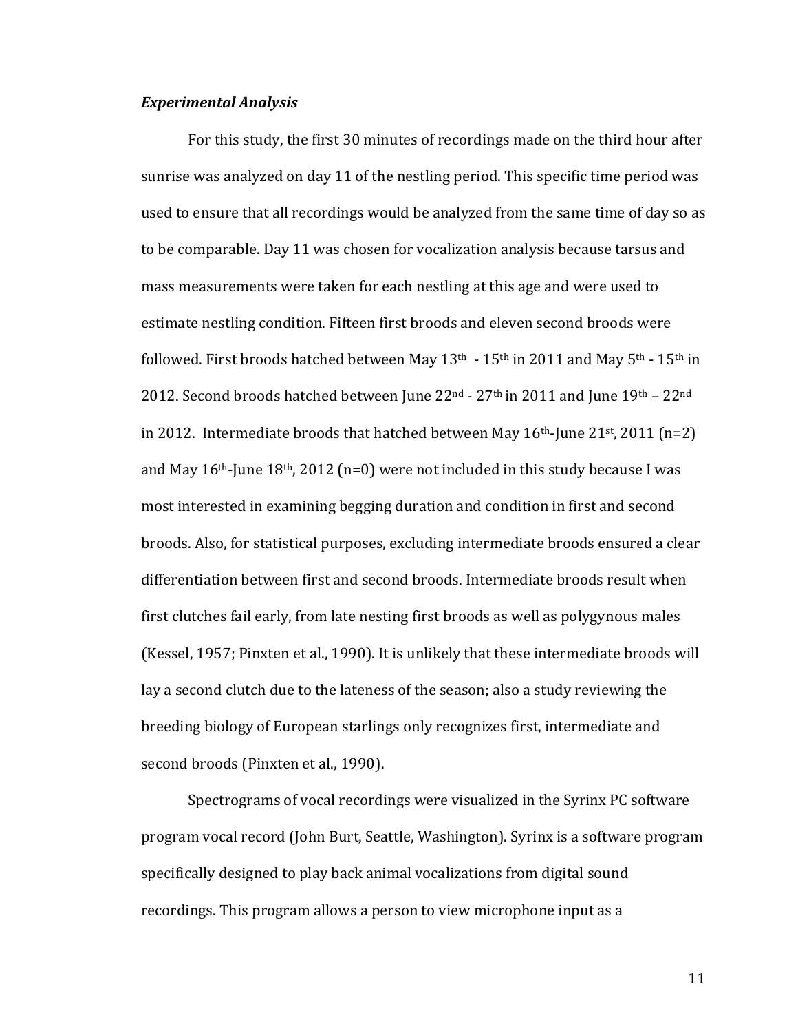***Experimental Analysis***

For this study, the first 30 minutes of recordings made on the third hour after sunrise was analyzed on day 11 of the nestling period. This specific time period was used to ensure that all recordings would be analyzed from the same time of day so as to be comparable. Day 11 was chosen for vocalization analysis because tarsus and mass measurements were taken for each nestling at this age and were used to estimate nestling condition. Fifteen first broods and eleven second broods were followed. First broods hatched between May 13th - 15th in 2011 and May 5th - 15th in 2012. Second broods hatched between June 22nd - 27th in 2011 and June 19th – 22nd in 2012. Intermediate broods that hatched between May 16th-June 21st, 2011 (n=2) and May 16th-June 18th, 2012 (n=0) were not included in this study because I was most interested in examining begging duration and condition in first and second broods. Also, for statistical purposes, excluding intermediate broods ensured a clear differentiation between first and second broods. Intermediate broods result when first clutches fail early, from late nesting first broods as well as polygynous males (Kessel, 1957; Pinxten et al., 1990). It is unlikely that these intermediate broods will lay a second clutch due to the lateness of the season; also a study reviewing the breeding biology of European starlings only recognizes first, intermediate and second broods (Pinxten et al., 1990).

Spectrograms of vocal recordings were visualized in the Syrinx PC software program vocal record (John Burt, Seattle, Washington). Syrinx is a software program specifically designed to play back animal vocalizations from digital sound recordings. This program allows a person to view microphone input as a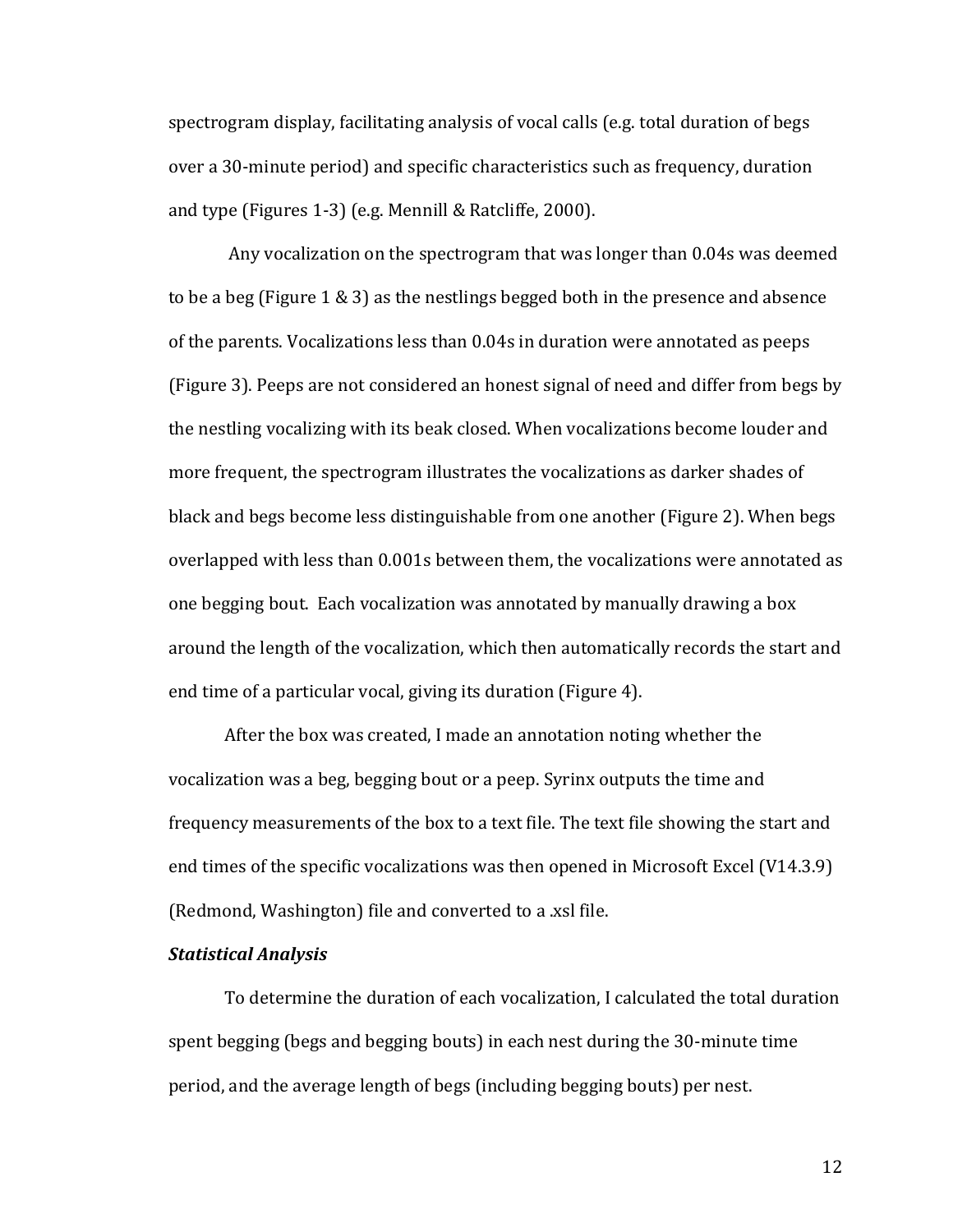spectrogram display, facilitating analysis of vocal calls (e.g. total duration of begs over a 30-minute period) and specific characteristics such as frequency, duration and type (Figures 1-3) (e.g. Mennill & Ratcliffe, 2000).

Any vocalization on the spectrogram that was longer than 0.04s was deemed to be a beg (Figure 1 & 3) as the nestlings begged both in the presence and absence of the parents. Vocalizations less than 0.04s in duration were annotated as peeps (Figure 3). Peeps are not considered an honest signal of need and differ from begs by the nestling vocalizing with its beak closed. When vocalizations become louder and more frequent, the spectrogram illustrates the vocalizations as darker shades of black and begs become less distinguishable from one another (Figure 2). When begs overlapped with less than 0.001s between them, the vocalizations were annotated as one begging bout. Each vocalization was annotated by manually drawing a box around the length of the vocalization, which then automatically records the start and end time of a particular vocal, giving its duration (Figure 4).

After the box was created, I made an annotation noting whether the vocalization was a beg, begging bout or a peep. Syrinx outputs the time and frequency measurements of the box to a text file. The text file showing the start and end times of the specific vocalizations was then opened in Microsoft Excel (V14.3.9) (Redmond, Washington) file and converted to a .xsl file.

***Statistical Analysis***

To determine the duration of each vocalization, I calculated the total duration spent begging (begs and begging bouts) in each nest during the 30-minute time period, and the average length of begs (including begging bouts) per nest.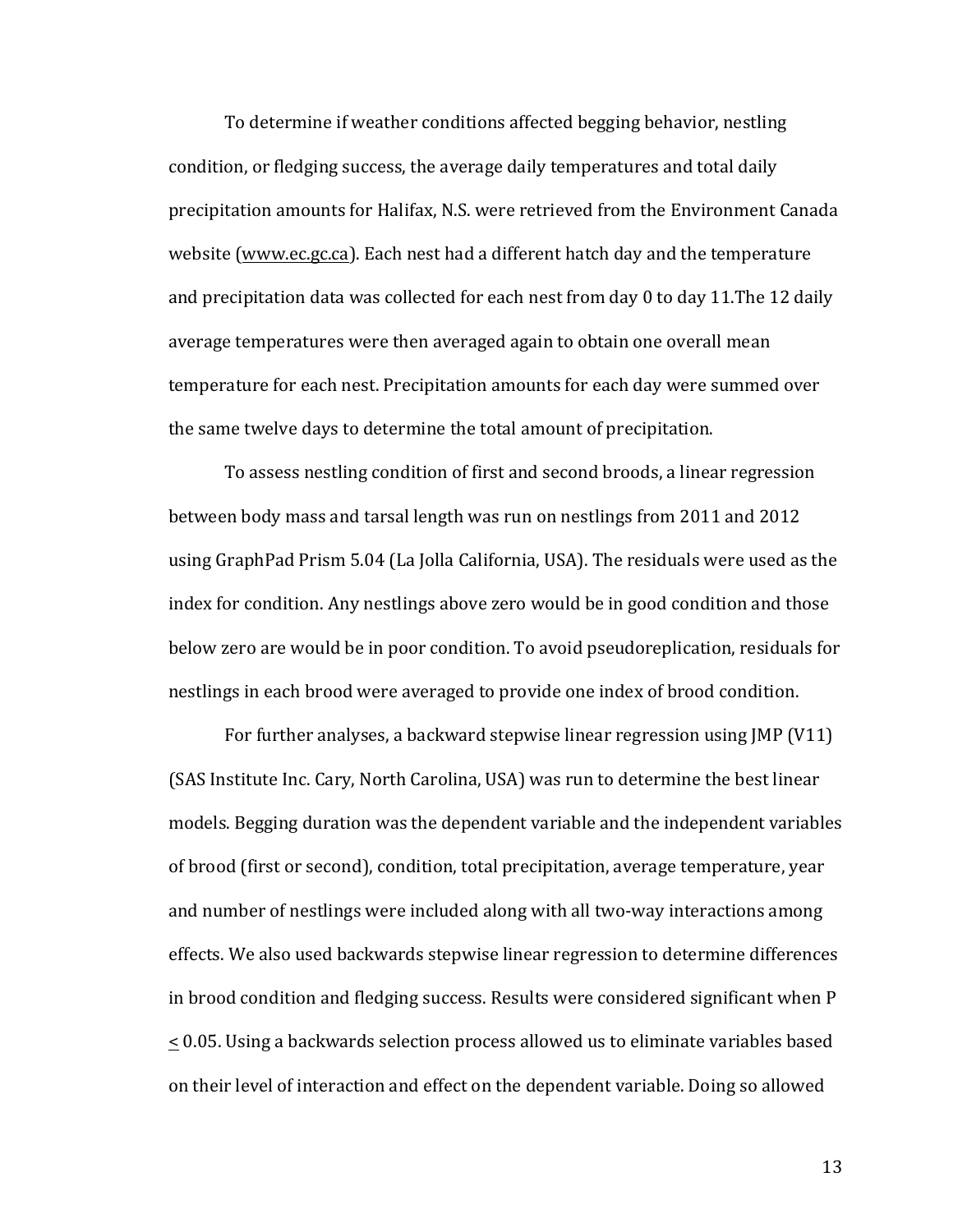To determine if weather conditions affected begging behavior, nestling condition, or fledging success, the average daily temperatures and total daily precipitation amounts for Halifax, N.S. were retrieved from the Environment Canada website (www.ec.gc.ca). Each nest had a different hatch day and the temperature and precipitation data was collected for each nest from day 0 to day 11.The 12 daily average temperatures were then averaged again to obtain one overall mean temperature for each nest. Precipitation amounts for each day were summed over the same twelve days to determine the total amount of precipitation.

To assess nestling condition of first and second broods, a linear regression between body mass and tarsal length was run on nestlings from 2011 and 2012 using GraphPad Prism 5.04 (La Jolla California, USA). The residuals were used as the index for condition. Any nestlings above zero would be in good condition and those below zero are would be in poor condition. To avoid pseudoreplication, residuals for nestlings in each brood were averaged to provide one index of brood condition.

For further analyses, a backward stepwise linear regression using JMP (V11) (SAS Institute Inc. Cary, North Carolina, USA) was run to determine the best linear models. Begging duration was the dependent variable and the independent variables of brood (first or second), condition, total precipitation, average temperature, year and number of nestlings were included along with all two-way interactions among effects. We also used backwards stepwise linear regression to determine differences in brood condition and fledging success. Results were considered significant when $P \leq 0.05$. Using a backwards selection process allowed us to eliminate variables based on their level of interaction and effect on the dependent variable. Doing so allowed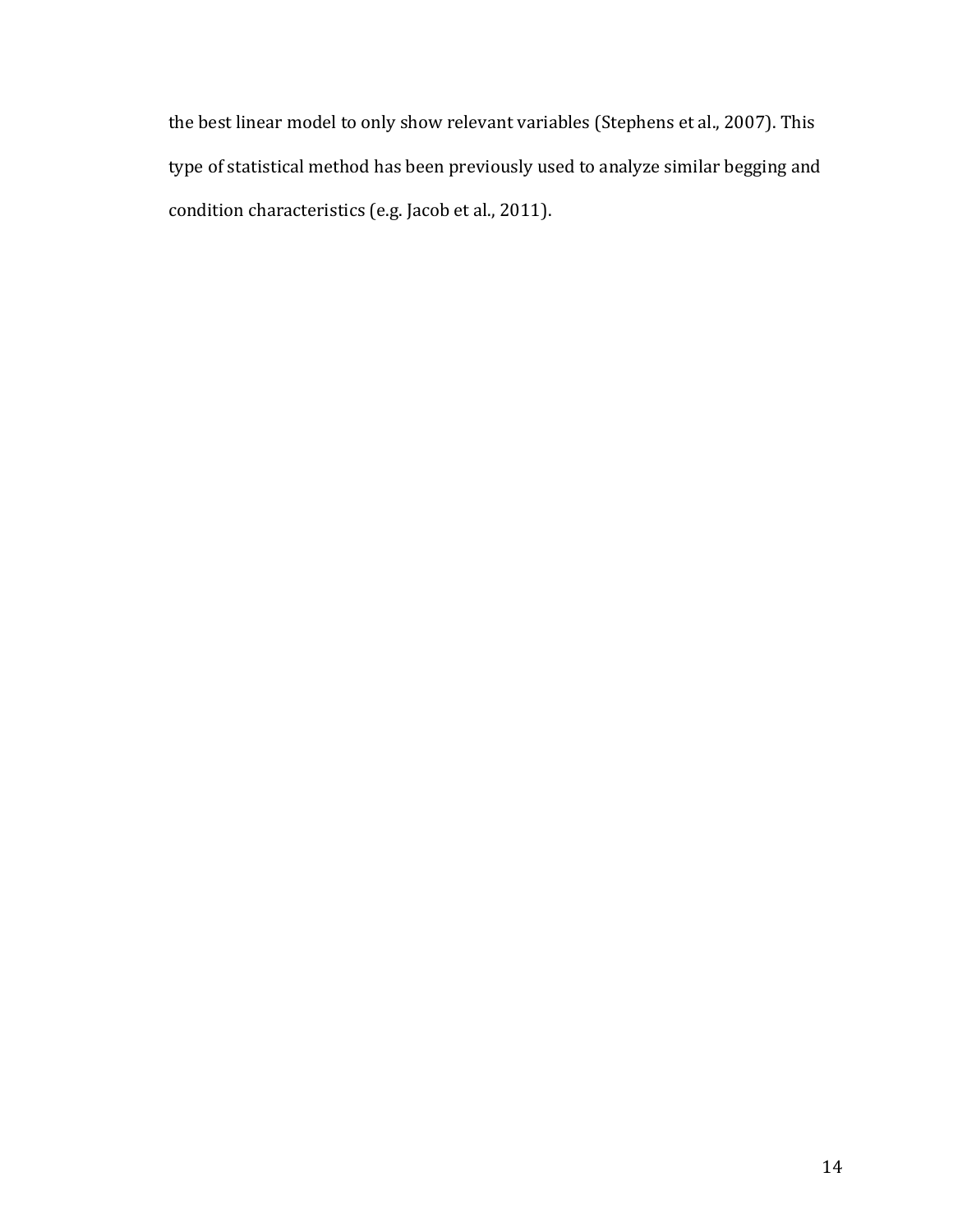the best linear model to only show relevant variables (Stephens et al., 2007). This type of statistical method has been previously used to analyze similar begging and condition characteristics (e.g. Jacob et al., 2011).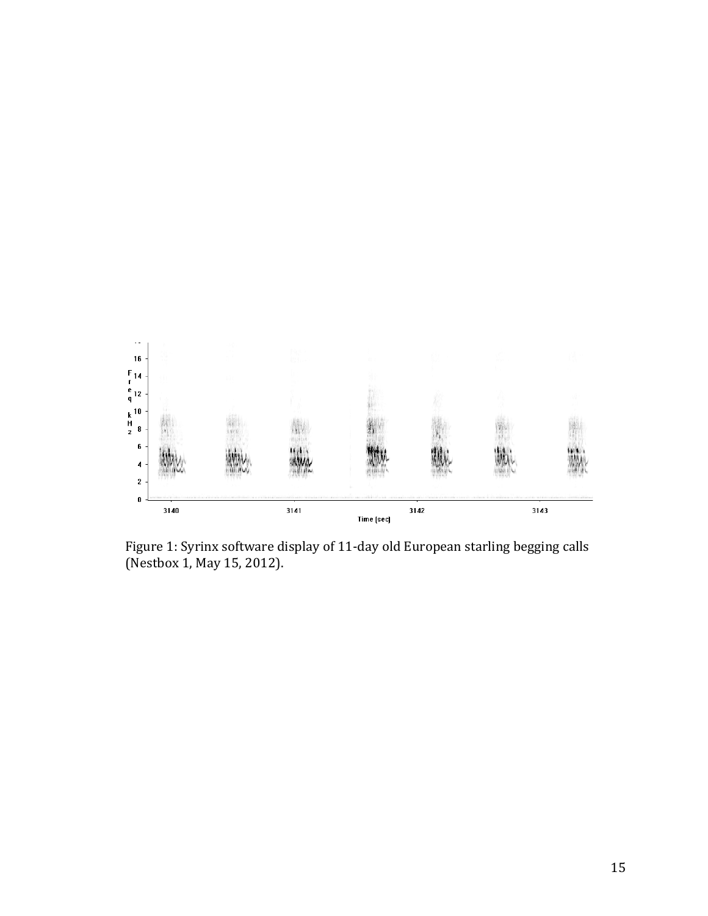Figure 1: Syrinx software display of 11-day old European starling begging calls (Nestbox 1, May 15, 2012).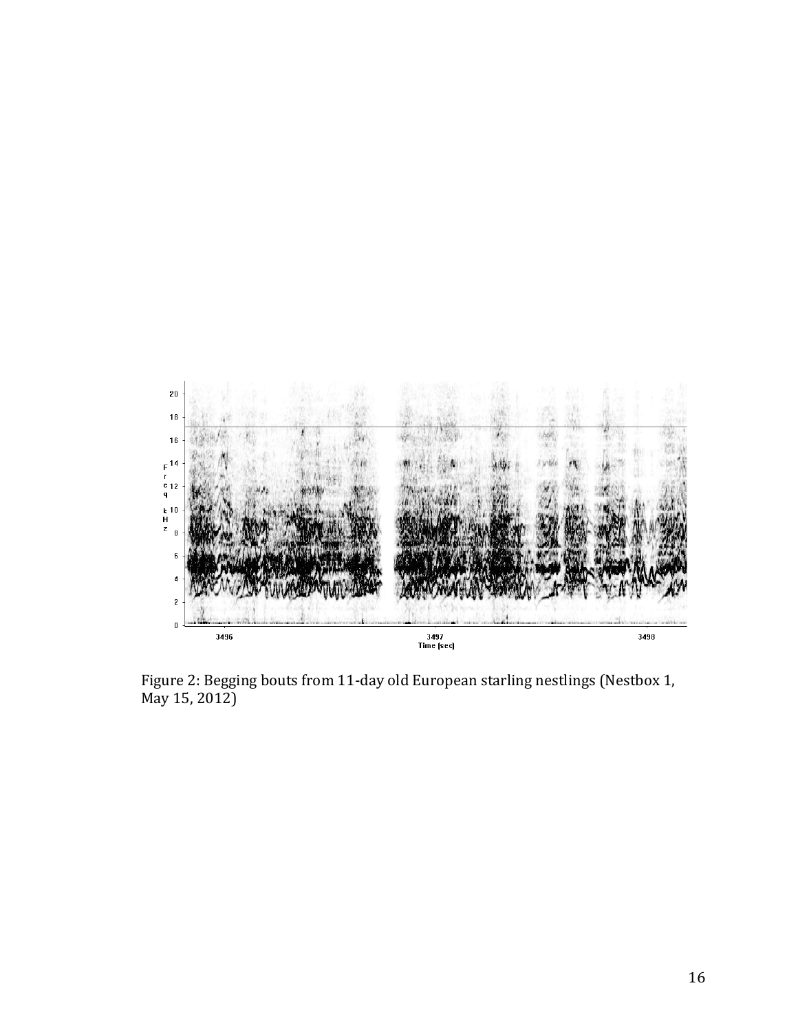Figure 2: Begging bouts from 11-day old European starling nestlings (Nestbox 1, May 15, 2012)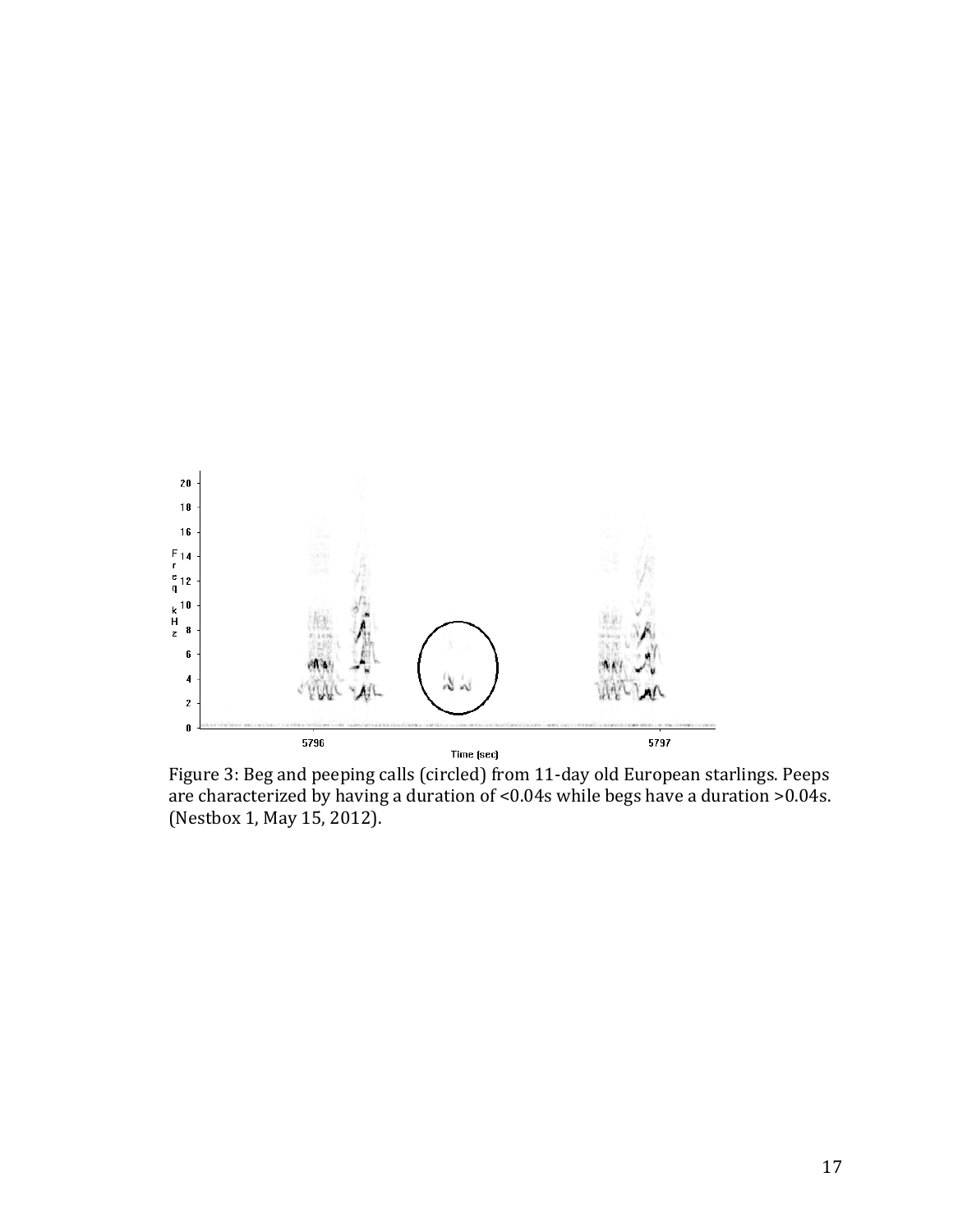Figure 3: Beg and peeping calls (circled) from 11-day old European starlings. Peeps are characterized by having a duration of <0.04s while begs have a duration >0.04s. (Nestbox 1, May 15, 2012).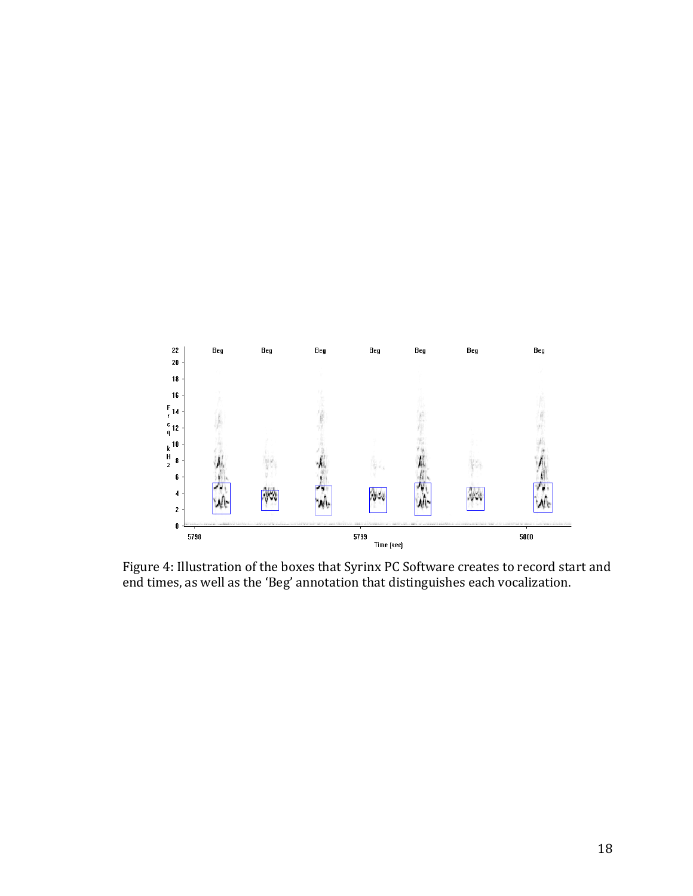Figure 4: Illustration of the boxes that Syrinx PC Software creates to record start and end times, as well as the 'Beg' annotation that distinguishes each vocalization.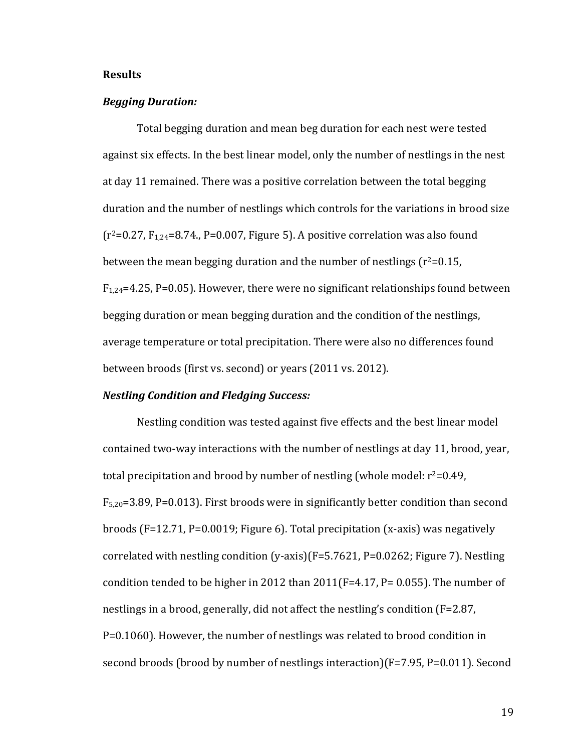## Results

### *Begging Duration:*

Total begging duration and mean beg duration for each nest were tested against six effects. In the best linear model, only the number of nestlings in the nest at day 11 remained. There was a positive correlation between the total begging duration and the number of nestlings which controls for the variations in brood size ($r^2$=0.27, $F_{1,24}$=8.74., P=0.007, Figure 5). A positive correlation was also found between the mean begging duration and the number of nestlings ($r^2$=0.15, $F_{1,24}$=4.25, P=0.05). However, there were no significant relationships found between begging duration or mean begging duration and the condition of the nestlings, average temperature or total precipitation. There were also no differences found between broods (first vs. second) or years (2011 vs. 2012).

### *Nestling Condition and Fledging Success:*

Nestling condition was tested against five effects and the best linear model contained two-way interactions with the number of nestlings at day 11, brood, year, total precipitation and brood by number of nestling (whole model: $r^2$=0.49, $F_{5,20}$=3.89, P=0.013). First broods were in significantly better condition than second broods (F=12.71, P=0.0019; Figure 6). Total precipitation (x-axis) was negatively correlated with nestling condition (y-axis)(F=5.7621, P=0.0262; Figure 7). Nestling condition tended to be higher in 2012 than 2011(F=4.17, P= 0.055). The number of nestlings in a brood, generally, did not affect the nestling's condition (F=2.87, P=0.1060). However, the number of nestlings was related to brood condition in second broods (brood by number of nestlings interaction)(F=7.95, P=0.011). Second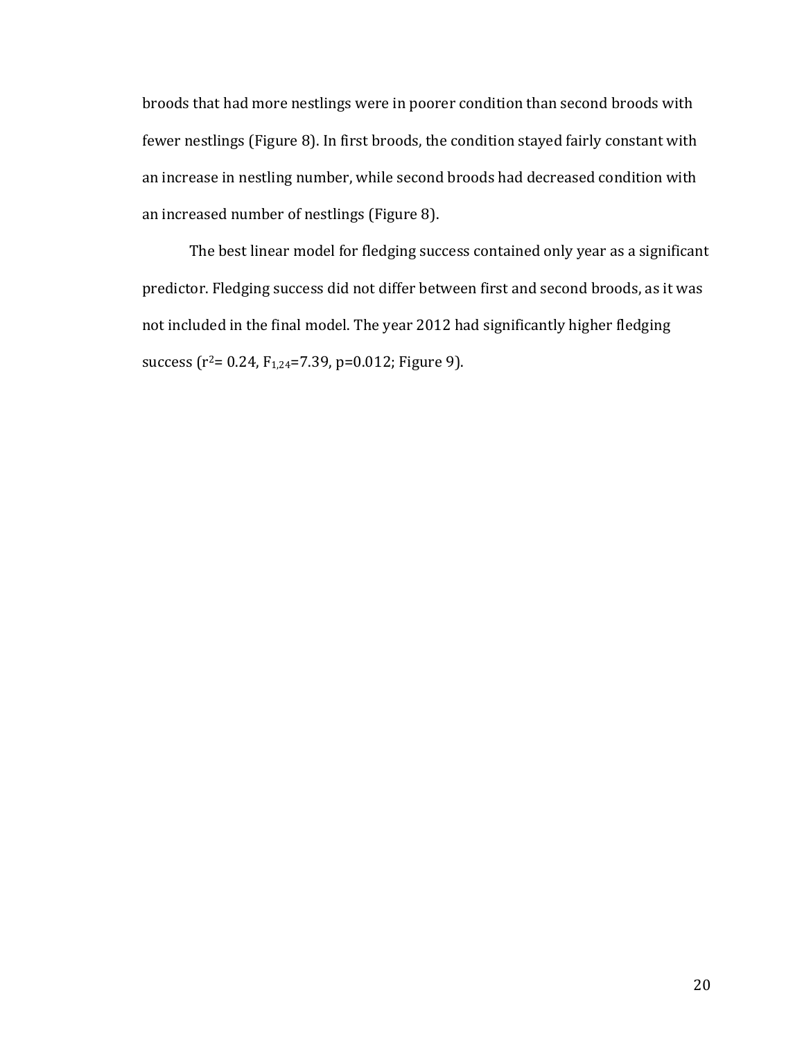broods that had more nestlings were in poorer condition than second broods with fewer nestlings (Figure 8). In first broods, the condition stayed fairly constant with an increase in nestling number, while second broods had decreased condition with an increased number of nestlings (Figure 8).

The best linear model for fledging success contained only year as a significant predictor. Fledging success did not differ between first and second broods, as it was not included in the final model. The year 2012 had significantly higher fledging success ($r^2 = 0.24$, $F_{1,24}=7.39$, $p=0.012$; Figure 9).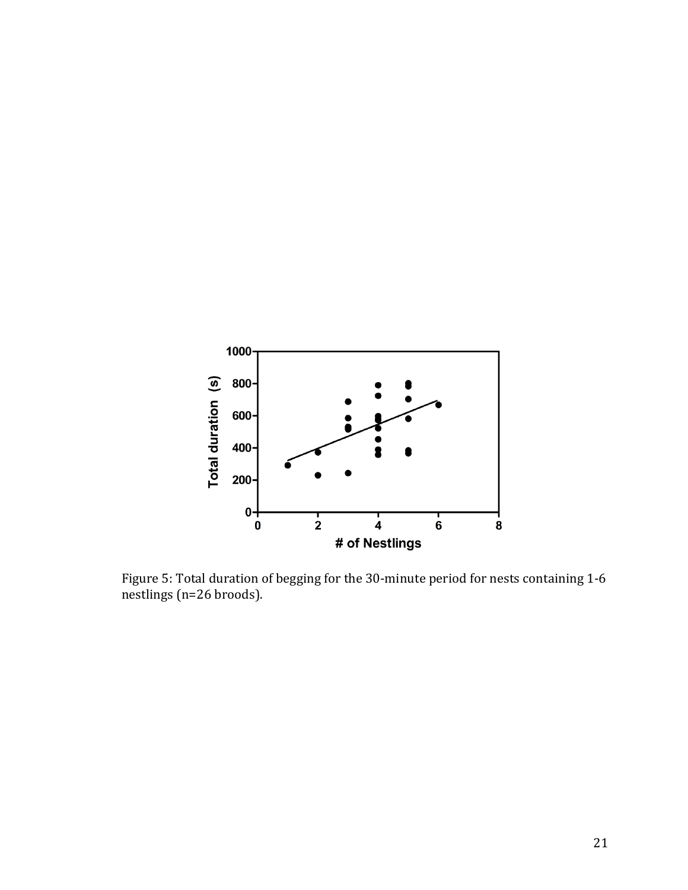Figure 5: Total duration of begging for the 30-minute period for nests containing 1-6 nestlings (n=26 broods).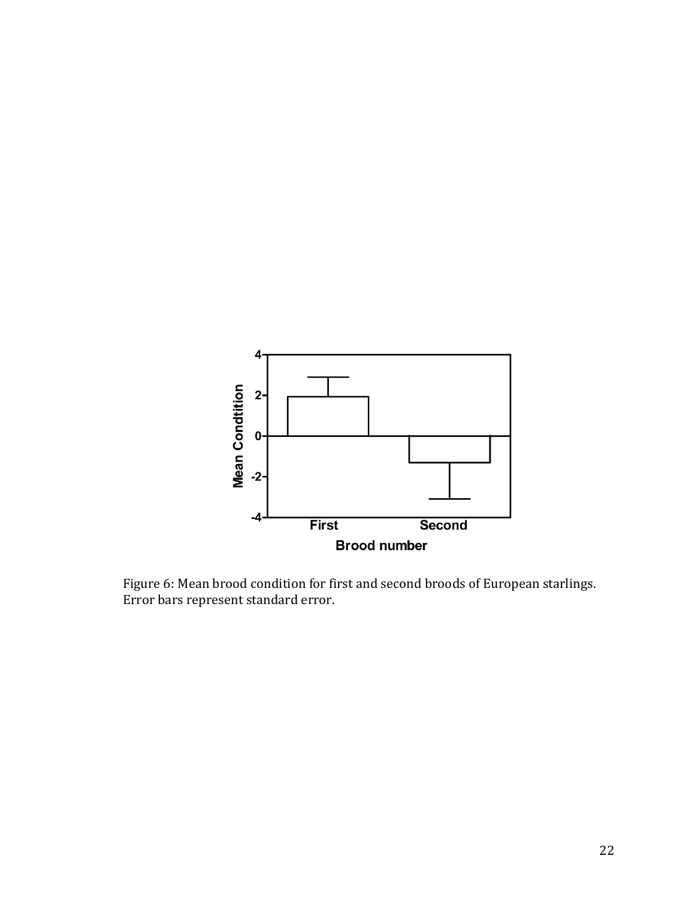Figure 6: Mean brood condition for first and second broods of European starlings. Error bars represent standard error.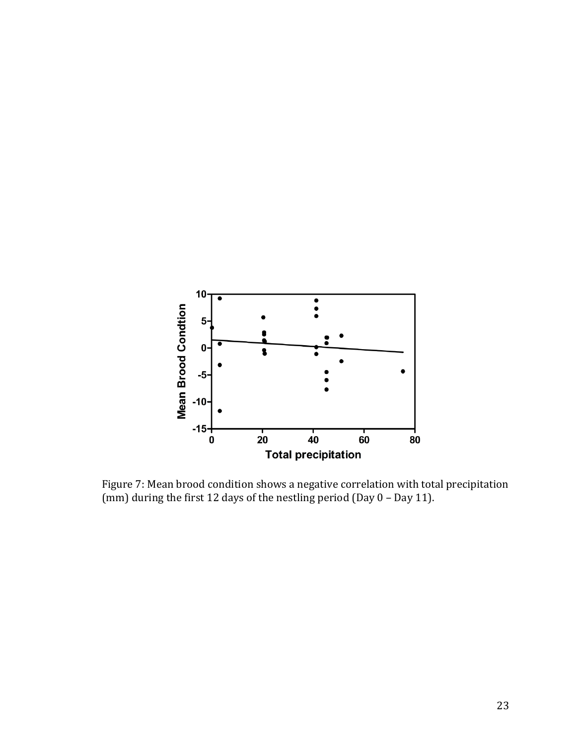Figure 7: Mean brood condition shows a negative correlation with total precipitation (mm) during the first 12 days of the nestling period (Day 0 – Day 11).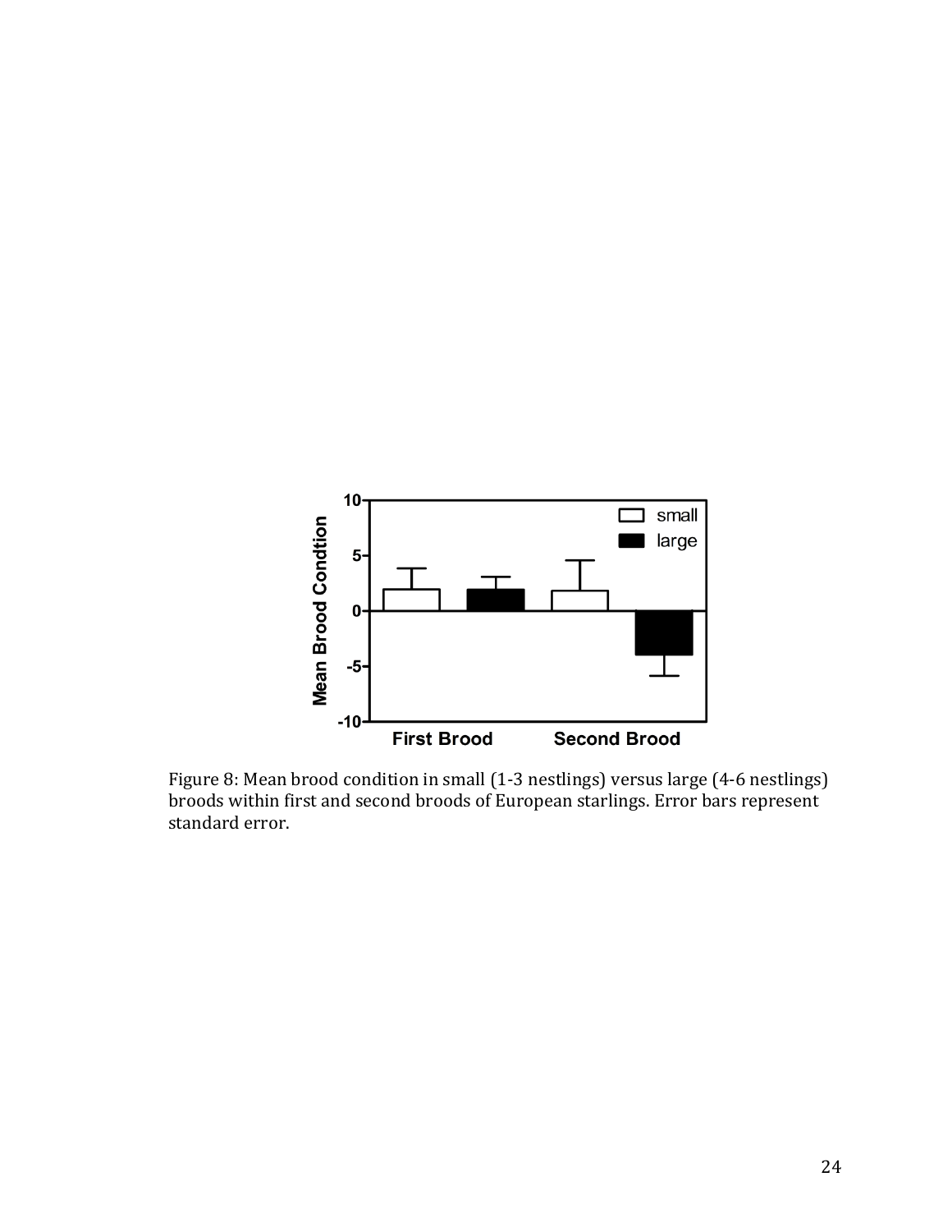Figure 8: Mean brood condition in small (1-3 nestlings) versus large (4-6 nestlings) broods within first and second broods of European starlings. Error bars represent standard error.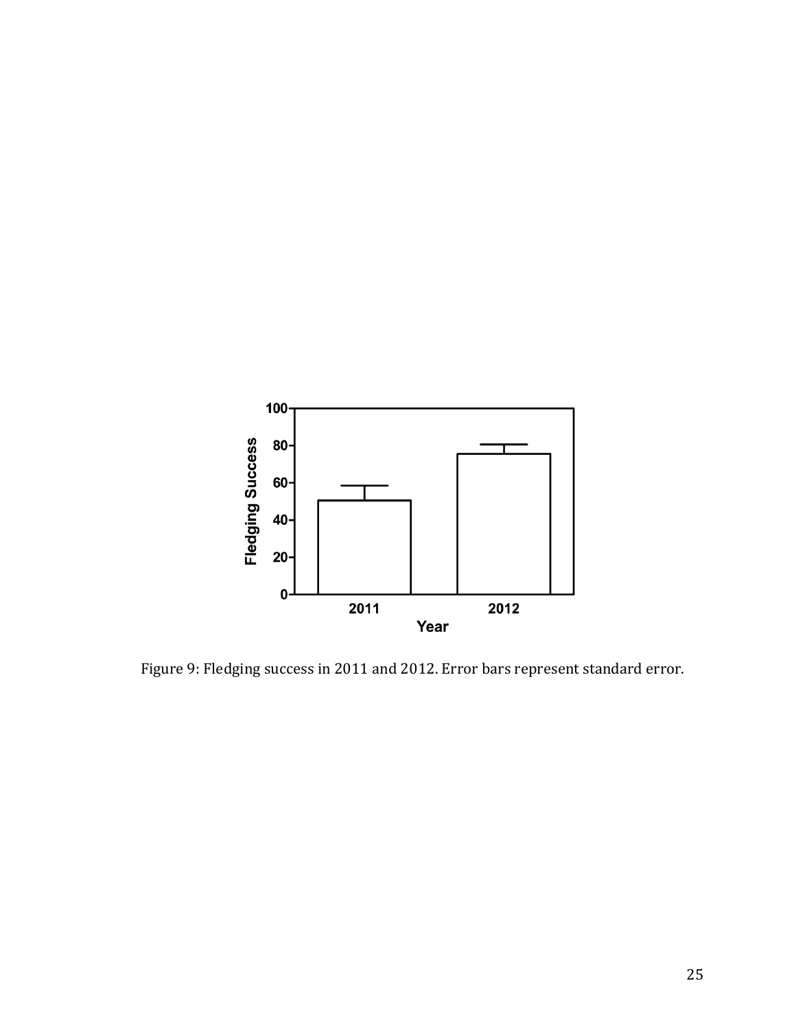Figure 9: Fledging success in 2011 and 2012. Error bars represent standard error.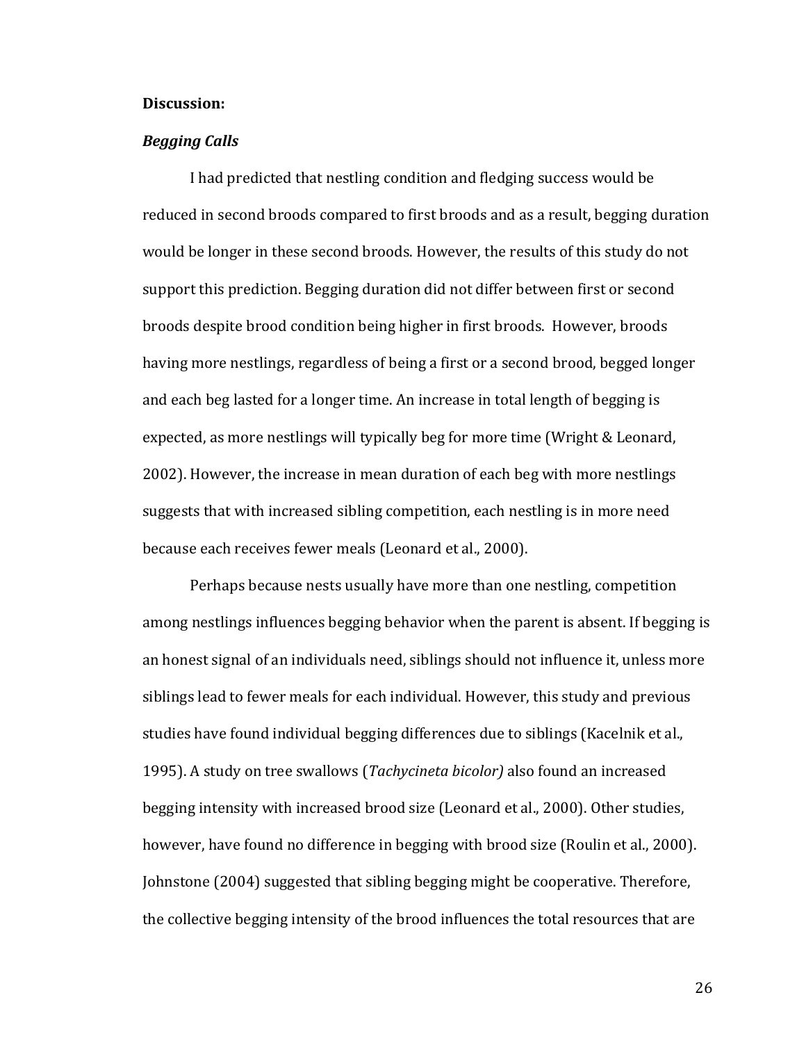**Discussion:**

***Begging Calls***

I had predicted that nestling condition and fledging success would be reduced in second broods compared to first broods and as a result, begging duration would be longer in these second broods. However, the results of this study do not support this prediction. Begging duration did not differ between first or second broods despite brood condition being higher in first broods. However, broods having more nestlings, regardless of being a first or a second brood, begged longer and each beg lasted for a longer time. An increase in total length of begging is expected, as more nestlings will typically beg for more time (Wright & Leonard, 2002). However, the increase in mean duration of each beg with more nestlings suggests that with increased sibling competition, each nestling is in more need because each receives fewer meals (Leonard et al., 2000).

Perhaps because nests usually have more than one nestling, competition among nestlings influences begging behavior when the parent is absent. If begging is an honest signal of an individuals need, siblings should not influence it, unless more siblings lead to fewer meals for each individual. However, this study and previous studies have found individual begging differences due to siblings (Kacelnik et al., 1995). A study on tree swallows (*Tachycineta bicolor)* also found an increased begging intensity with increased brood size (Leonard et al., 2000). Other studies, however, have found no difference in begging with brood size (Roulin et al., 2000). Johnstone (2004) suggested that sibling begging might be cooperative. Therefore, the collective begging intensity of the brood influences the total resources that are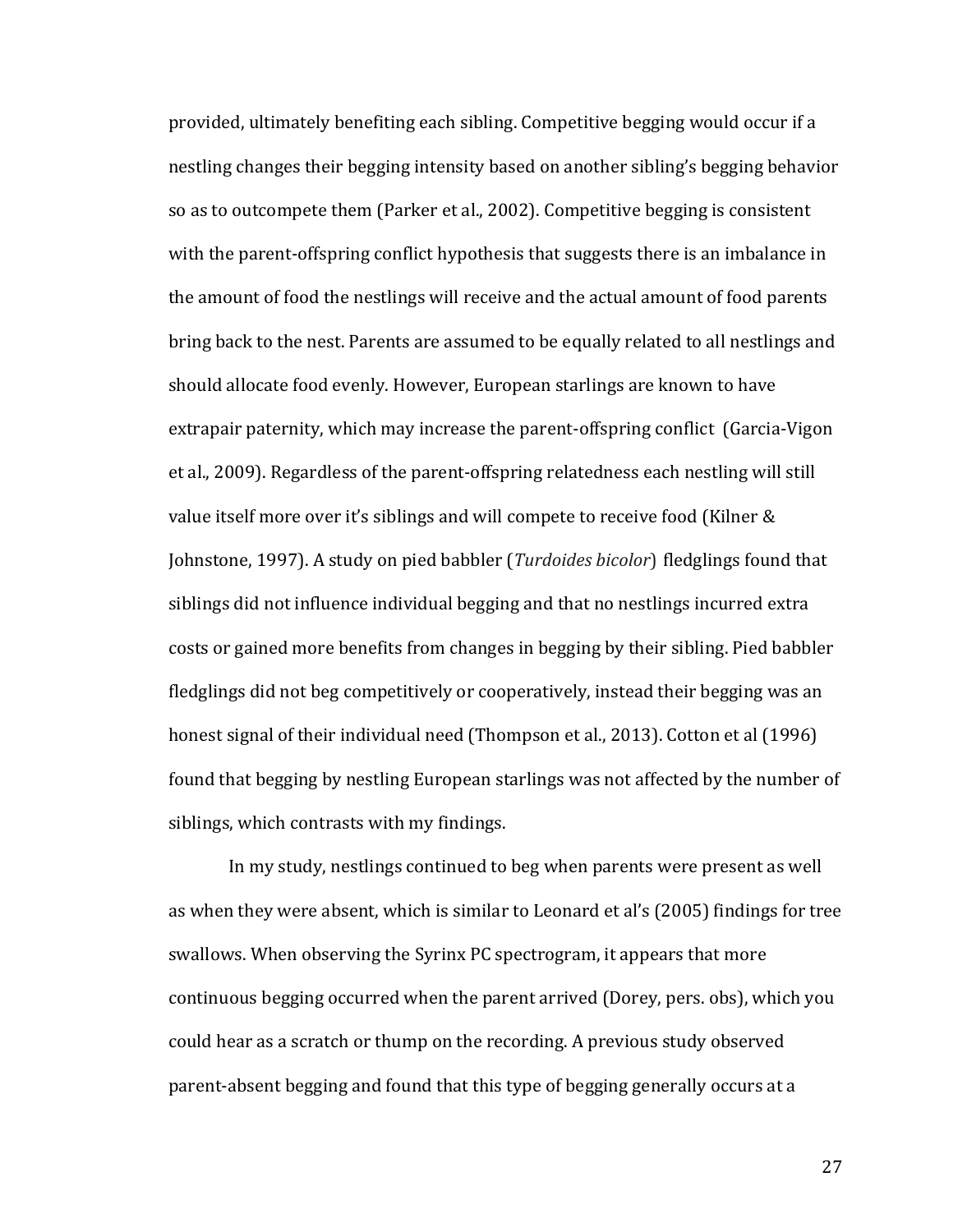provided, ultimately benefiting each sibling. Competitive begging would occur if a nestling changes their begging intensity based on another sibling's begging behavior so as to outcompete them (Parker et al., 2002). Competitive begging is consistent with the parent-offspring conflict hypothesis that suggests there is an imbalance in the amount of food the nestlings will receive and the actual amount of food parents bring back to the nest. Parents are assumed to be equally related to all nestlings and should allocate food evenly. However, European starlings are known to have extrapair paternity, which may increase the parent-offspring conflict (Garcia-Vigon et al., 2009). Regardless of the parent-offspring relatedness each nestling will still value itself more over it's siblings and will compete to receive food (Kilner & Johnstone, 1997). A study on pied babbler (*Turdoides bicolor*) fledglings found that siblings did not influence individual begging and that no nestlings incurred extra costs or gained more benefits from changes in begging by their sibling. Pied babbler fledglings did not beg competitively or cooperatively, instead their begging was an honest signal of their individual need (Thompson et al., 2013). Cotton et al (1996) found that begging by nestling European starlings was not affected by the number of siblings, which contrasts with my findings.

In my study, nestlings continued to beg when parents were present as well as when they were absent, which is similar to Leonard et al's (2005) findings for tree swallows. When observing the Syrinx PC spectrogram, it appears that more continuous begging occurred when the parent arrived (Dorey, pers. obs), which you could hear as a scratch or thump on the recording. A previous study observed parent-absent begging and found that this type of begging generally occurs at a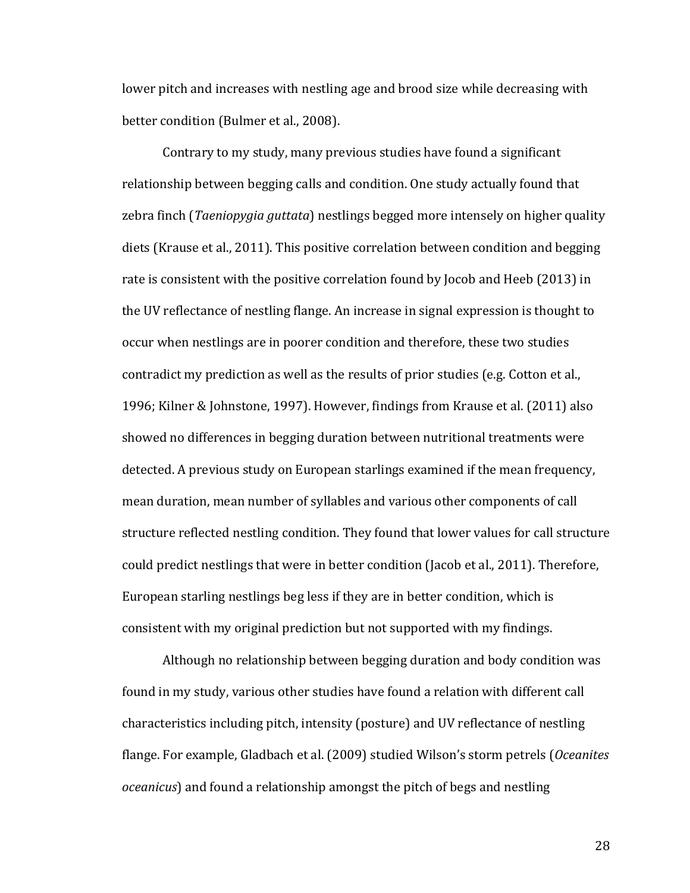lower pitch and increases with nestling age and brood size while decreasing with better condition (Bulmer et al., 2008).

Contrary to my study, many previous studies have found a significant relationship between begging calls and condition. One study actually found that zebra finch (*Taeniopygia guttata*) nestlings begged more intensely on higher quality diets (Krause et al., 2011). This positive correlation between condition and begging rate is consistent with the positive correlation found by Jocob and Heeb (2013) in the UV reflectance of nestling flange. An increase in signal expression is thought to occur when nestlings are in poorer condition and therefore, these two studies contradict my prediction as well as the results of prior studies (e.g. Cotton et al., 1996; Kilner & Johnstone, 1997). However, findings from Krause et al. (2011) also showed no differences in begging duration between nutritional treatments were detected. A previous study on European starlings examined if the mean frequency, mean duration, mean number of syllables and various other components of call structure reflected nestling condition. They found that lower values for call structure could predict nestlings that were in better condition (Jacob et al., 2011). Therefore, European starling nestlings beg less if they are in better condition, which is consistent with my original prediction but not supported with my findings.

Although no relationship between begging duration and body condition was found in my study, various other studies have found a relation with different call characteristics including pitch, intensity (posture) and UV reflectance of nestling flange. For example, Gladbach et al. (2009) studied Wilson's storm petrels (*Oceanites oceanicus*) and found a relationship amongst the pitch of begs and nestling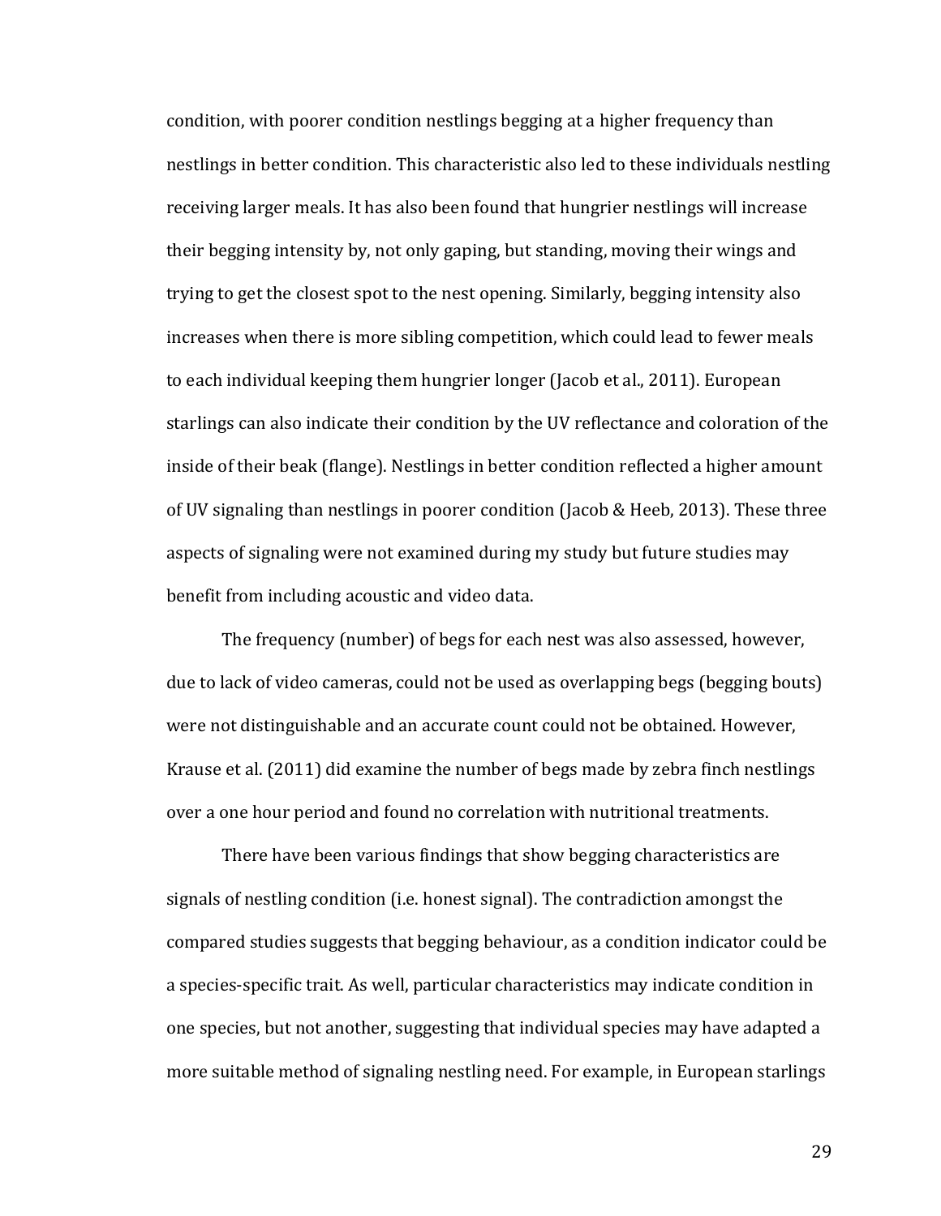condition, with poorer condition nestlings begging at a higher frequency than nestlings in better condition. This characteristic also led to these individuals nestling receiving larger meals. It has also been found that hungrier nestlings will increase their begging intensity by, not only gaping, but standing, moving their wings and trying to get the closest spot to the nest opening. Similarly, begging intensity also increases when there is more sibling competition, which could lead to fewer meals to each individual keeping them hungrier longer (Jacob et al., 2011). European starlings can also indicate their condition by the UV reflectance and coloration of the inside of their beak (flange). Nestlings in better condition reflected a higher amount of UV signaling than nestlings in poorer condition (Jacob & Heeb, 2013). These three aspects of signaling were not examined during my study but future studies may benefit from including acoustic and video data.

The frequency (number) of begs for each nest was also assessed, however, due to lack of video cameras, could not be used as overlapping begs (begging bouts) were not distinguishable and an accurate count could not be obtained. However, Krause et al. (2011) did examine the number of begs made by zebra finch nestlings over a one hour period and found no correlation with nutritional treatments.

There have been various findings that show begging characteristics are signals of nestling condition (i.e. honest signal). The contradiction amongst the compared studies suggests that begging behaviour, as a condition indicator could be a species-specific trait. As well, particular characteristics may indicate condition in one species, but not another, suggesting that individual species may have adapted a more suitable method of signaling nestling need. For example, in European starlings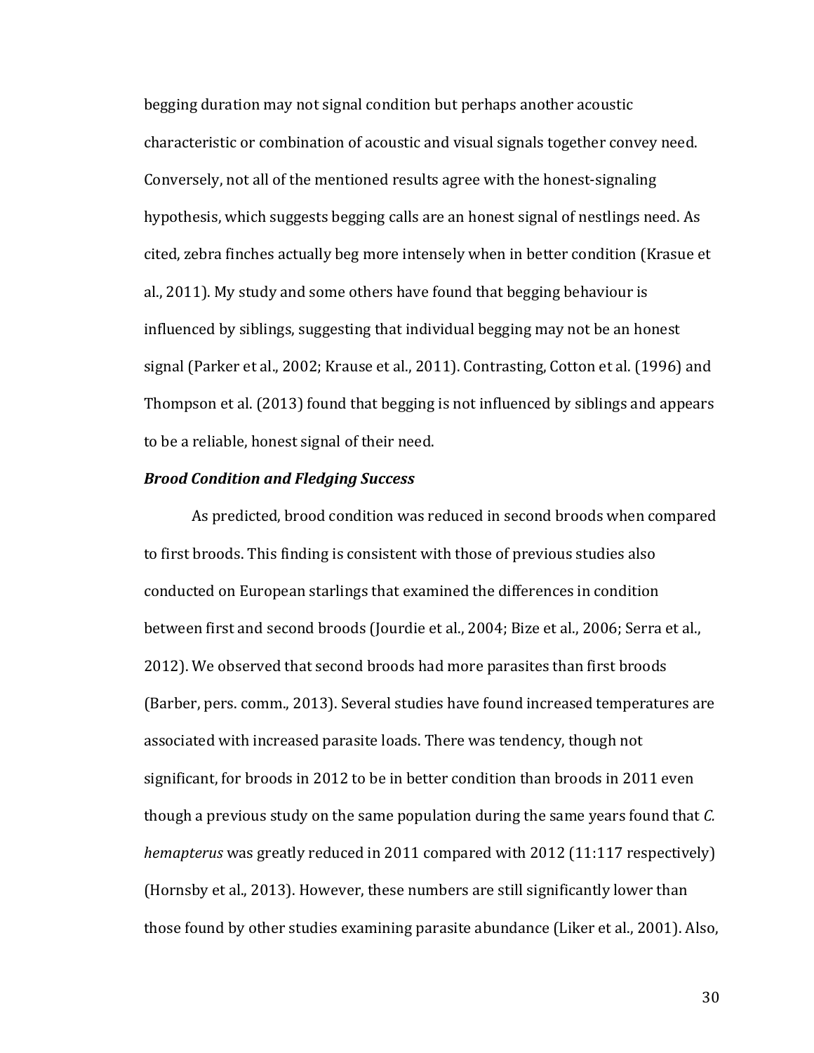begging duration may not signal condition but perhaps another acoustic characteristic or combination of acoustic and visual signals together convey need. Conversely, not all of the mentioned results agree with the honest-signaling hypothesis, which suggests begging calls are an honest signal of nestlings need. As cited, zebra finches actually beg more intensely when in better condition (Krasue et al., 2011). My study and some others have found that begging behaviour is influenced by siblings, suggesting that individual begging may not be an honest signal (Parker et al., 2002; Krause et al., 2011). Contrasting, Cotton et al. (1996) and Thompson et al. (2013) found that begging is not influenced by siblings and appears to be a reliable, honest signal of their need.

***Brood Condition and Fledging Success***

As predicted, brood condition was reduced in second broods when compared to first broods. This finding is consistent with those of previous studies also conducted on European starlings that examined the differences in condition between first and second broods (Jourdie et al., 2004; Bize et al., 2006; Serra et al., 2012). We observed that second broods had more parasites than first broods (Barber, pers. comm., 2013). Several studies have found increased temperatures are associated with increased parasite loads. There was tendency, though not significant, for broods in 2012 to be in better condition than broods in 2011 even though a previous study on the same population during the same years found that *C. hemapterus* was greatly reduced in 2011 compared with 2012 (11:117 respectively) (Hornsby et al., 2013). However, these numbers are still significantly lower than those found by other studies examining parasite abundance (Liker et al., 2001). Also,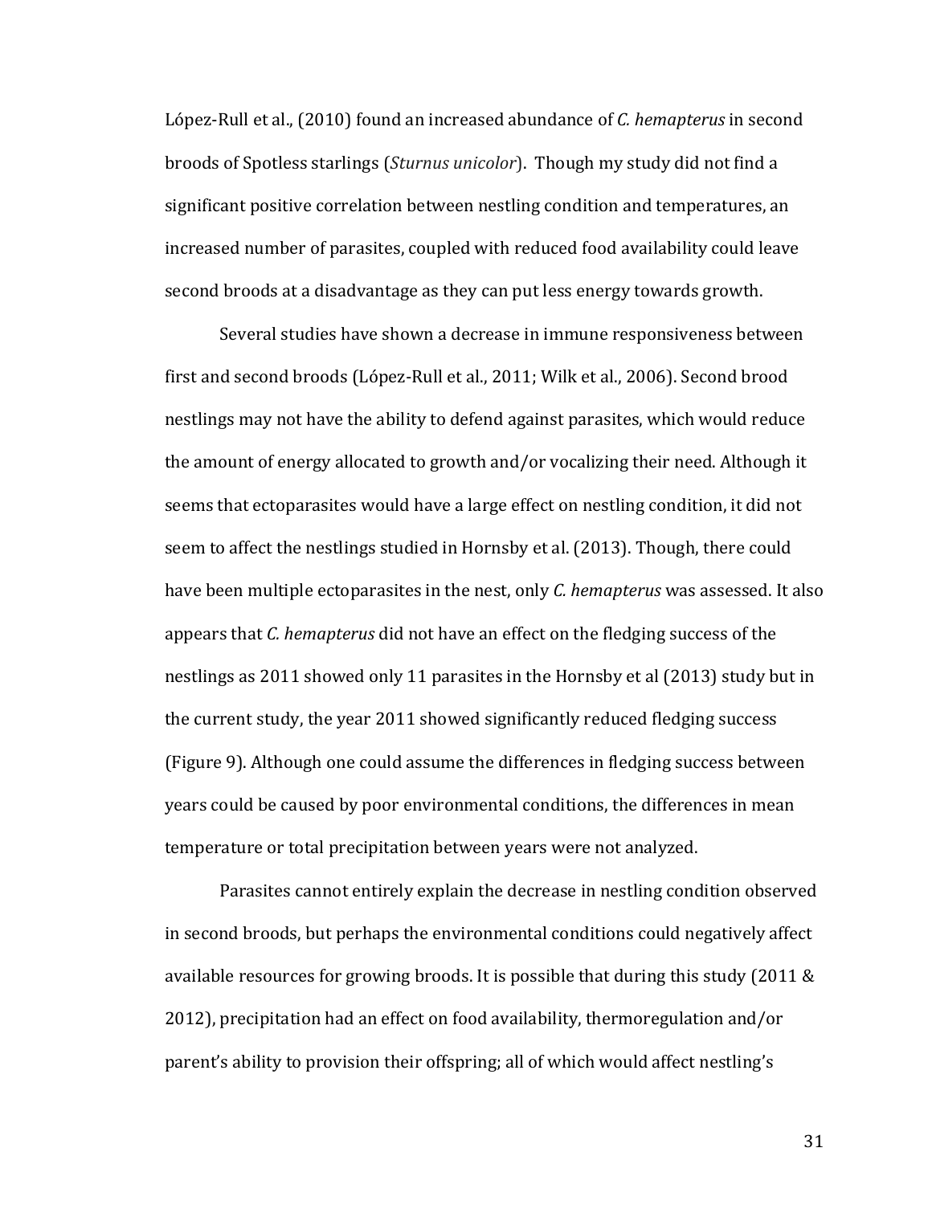López-Rull et al., (2010) found an increased abundance of *C. hemapterus* in second broods of Spotless starlings (*Sturnus unicolor*). Though my study did not find a significant positive correlation between nestling condition and temperatures, an increased number of parasites, coupled with reduced food availability could leave second broods at a disadvantage as they can put less energy towards growth.

Several studies have shown a decrease in immune responsiveness between first and second broods (López-Rull et al., 2011; Wilk et al., 2006). Second brood nestlings may not have the ability to defend against parasites, which would reduce the amount of energy allocated to growth and/or vocalizing their need. Although it seems that ectoparasites would have a large effect on nestling condition, it did not seem to affect the nestlings studied in Hornsby et al. (2013). Though, there could have been multiple ectoparasites in the nest, only *C. hemapterus* was assessed. It also appears that *C. hemapterus* did not have an effect on the fledging success of the nestlings as 2011 showed only 11 parasites in the Hornsby et al (2013) study but in the current study, the year 2011 showed significantly reduced fledging success (Figure 9). Although one could assume the differences in fledging success between years could be caused by poor environmental conditions, the differences in mean temperature or total precipitation between years were not analyzed.

Parasites cannot entirely explain the decrease in nestling condition observed in second broods, but perhaps the environmental conditions could negatively affect available resources for growing broods. It is possible that during this study (2011 & 2012), precipitation had an effect on food availability, thermoregulation and/or parent's ability to provision their offspring; all of which would affect nestling's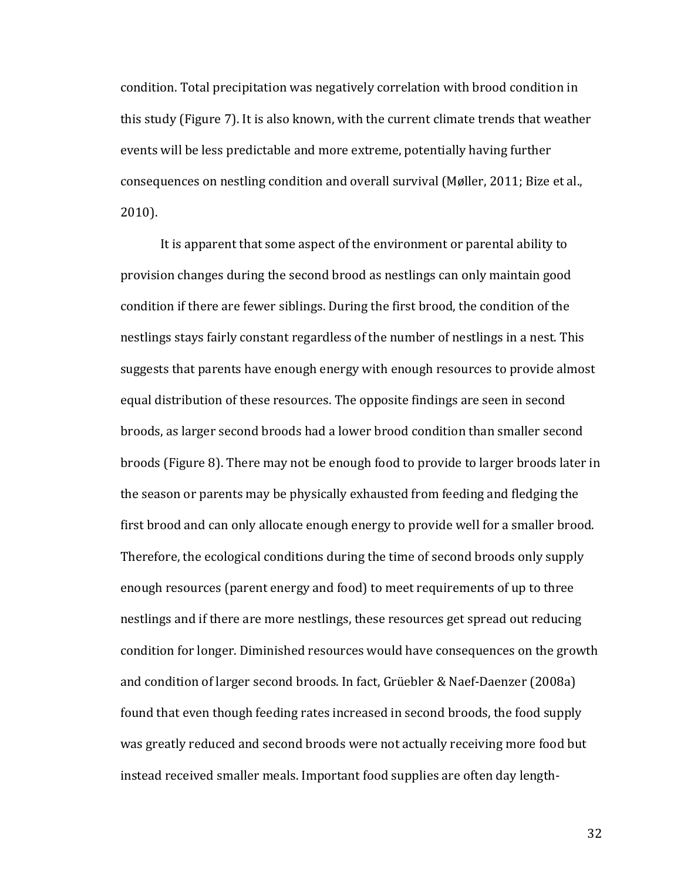condition. Total precipitation was negatively correlation with brood condition in this study (Figure 7). It is also known, with the current climate trends that weather events will be less predictable and more extreme, potentially having further consequences on nestling condition and overall survival (Møller, 2011; Bize et al., 2010).

It is apparent that some aspect of the environment or parental ability to provision changes during the second brood as nestlings can only maintain good condition if there are fewer siblings. During the first brood, the condition of the nestlings stays fairly constant regardless of the number of nestlings in a nest. This suggests that parents have enough energy with enough resources to provide almost equal distribution of these resources. The opposite findings are seen in second broods, as larger second broods had a lower brood condition than smaller second broods (Figure 8). There may not be enough food to provide to larger broods later in the season or parents may be physically exhausted from feeding and fledging the first brood and can only allocate enough energy to provide well for a smaller brood. Therefore, the ecological conditions during the time of second broods only supply enough resources (parent energy and food) to meet requirements of up to three nestlings and if there are more nestlings, these resources get spread out reducing condition for longer. Diminished resources would have consequences on the growth and condition of larger second broods. In fact, Grüebler & Naef-Daenzer (2008a) found that even though feeding rates increased in second broods, the food supply was greatly reduced and second broods were not actually receiving more food but instead received smaller meals. Important food supplies are often day length-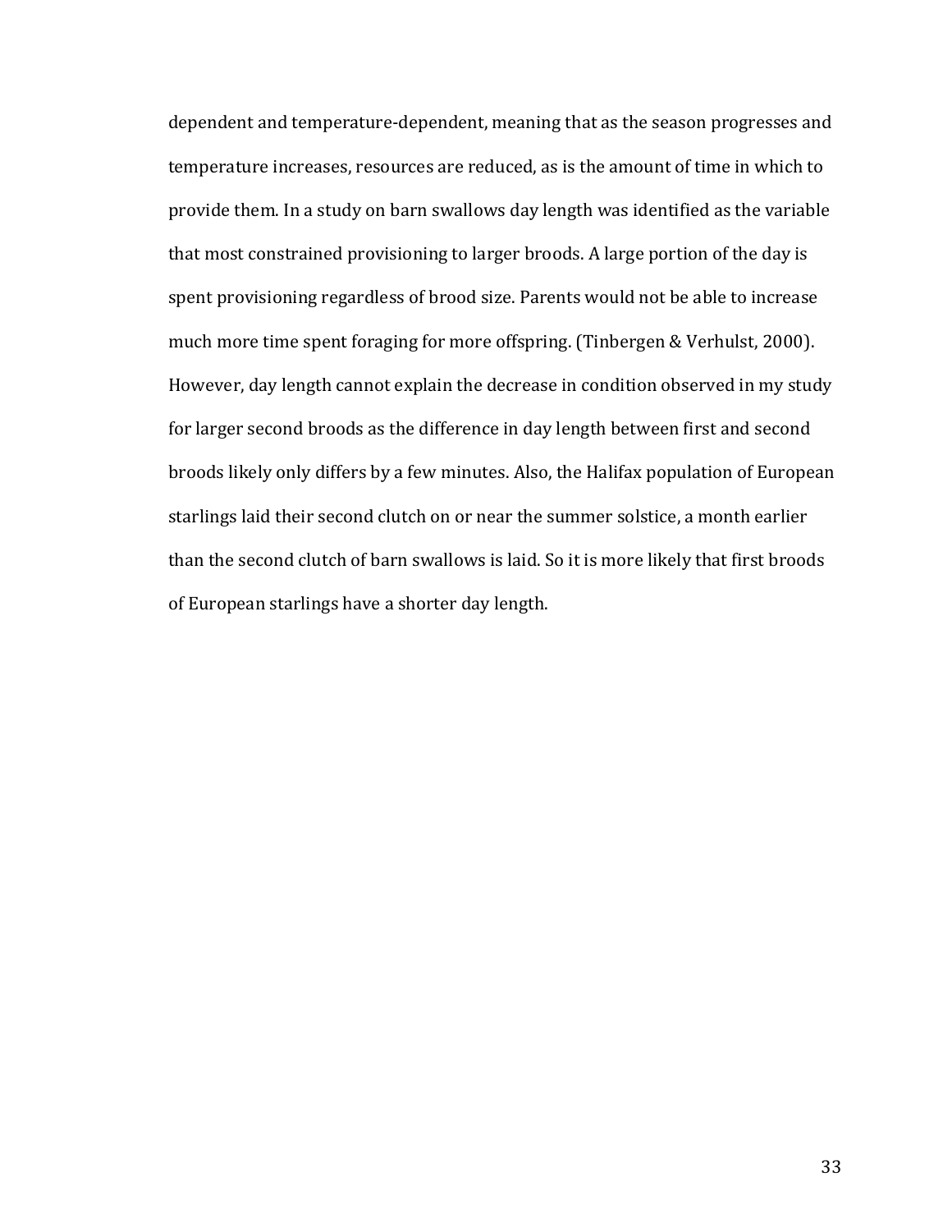dependent and temperature-dependent, meaning that as the season progresses and temperature increases, resources are reduced, as is the amount of time in which to provide them. In a study on barn swallows day length was identified as the variable that most constrained provisioning to larger broods. A large portion of the day is spent provisioning regardless of brood size. Parents would not be able to increase much more time spent foraging for more offspring. (Tinbergen & Verhulst, 2000). However, day length cannot explain the decrease in condition observed in my study for larger second broods as the difference in day length between first and second broods likely only differs by a few minutes. Also, the Halifax population of European starlings laid their second clutch on or near the summer solstice, a month earlier than the second clutch of barn swallows is laid. So it is more likely that first broods of European starlings have a shorter day length.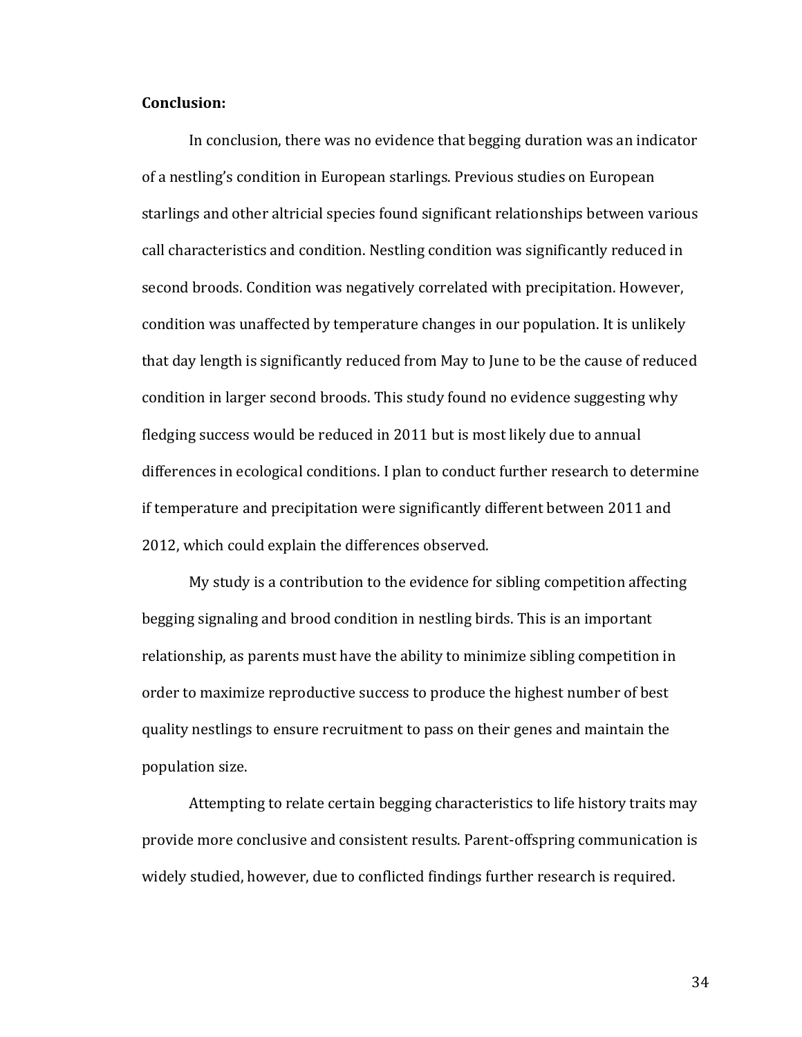**Conclusion:**

In conclusion, there was no evidence that begging duration was an indicator of a nestling's condition in European starlings. Previous studies on European starlings and other altricial species found significant relationships between various call characteristics and condition. Nestling condition was significantly reduced in second broods. Condition was negatively correlated with precipitation. However, condition was unaffected by temperature changes in our population. It is unlikely that day length is significantly reduced from May to June to be the cause of reduced condition in larger second broods. This study found no evidence suggesting why fledging success would be reduced in 2011 but is most likely due to annual differences in ecological conditions. I plan to conduct further research to determine if temperature and precipitation were significantly different between 2011 and 2012, which could explain the differences observed.

My study is a contribution to the evidence for sibling competition affecting begging signaling and brood condition in nestling birds. This is an important relationship, as parents must have the ability to minimize sibling competition in order to maximize reproductive success to produce the highest number of best quality nestlings to ensure recruitment to pass on their genes and maintain the population size.

Attempting to relate certain begging characteristics to life history traits may provide more conclusive and consistent results. Parent-offspring communication is widely studied, however, due to conflicted findings further research is required.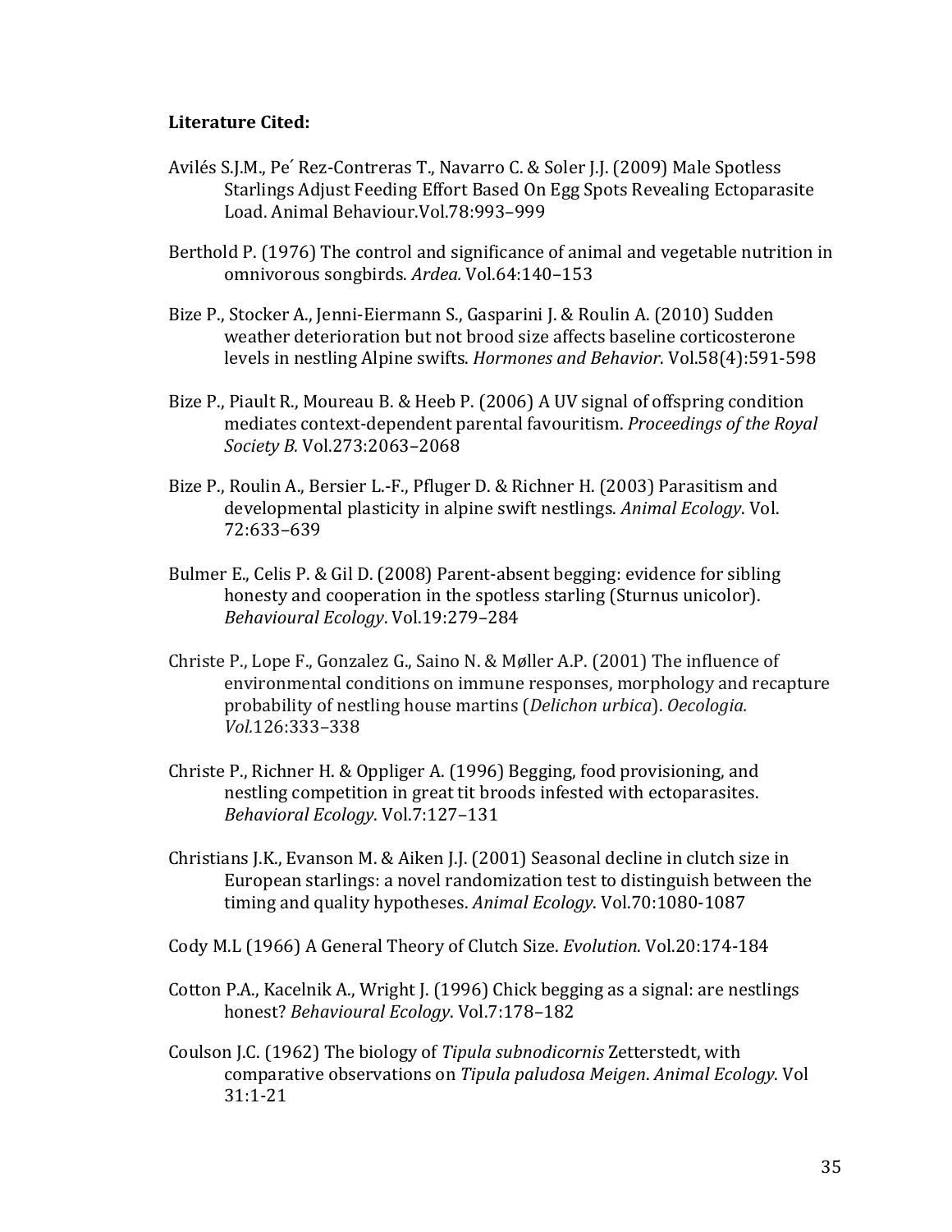**Literature Cited:**

Avilés S.J.M., Pe´ Rez-Contreras T., Navarro C. & Soler J.J. (2009) Male Spotless Starlings Adjust Feeding Effort Based On Egg Spots Revealing Ectoparasite Load. Animal Behaviour.Vol.78:993–999

Berthold P. (1976) The control and significance of animal and vegetable nutrition in omnivorous songbirds. *Ardea.* Vol.64:140–153

Bize P., Stocker A., Jenni-Eiermann S., Gasparini J. & Roulin A. (2010) Sudden weather deterioration but not brood size affects baseline corticosterone levels in nestling Alpine swifts. *Hormones and Behavior*. Vol.58(4):591-598

Bize P., Piault R., Moureau B. & Heeb P. (2006) A UV signal of offspring condition mediates context-dependent parental favouritism. *Proceedings of the Royal Society B.* Vol.273:2063–2068

Bize P., Roulin A., Bersier L.-F., Pfluger D. & Richner H. (2003) Parasitism and developmental plasticity in alpine swift nestlings. *Animal Ecology*. Vol. 72:633–639

Bulmer E., Celis P. & Gil D. (2008) Parent-absent begging: evidence for sibling honesty and cooperation in the spotless starling (Sturnus unicolor). *Behavioural Ecology*. Vol.19:279–284

Christe P., Lope F., Gonzalez G., Saino N. & Møller A.P. (2001) The influence of environmental conditions on immune responses, morphology and recapture probability of nestling house martins (*Delichon urbica*). *Oecologia. Vol.*126:333–338

Christe P., Richner H. & Oppliger A. (1996) Begging, food provisioning, and nestling competition in great tit broods infested with ectoparasites. *Behavioral Ecology*. Vol.7:127–131

Christians J.K., Evanson M. & Aiken J.J. (2001) Seasonal decline in clutch size in European starlings: a novel randomization test to distinguish between the timing and quality hypotheses. *Animal Ecology*. Vol.70:1080-1087

Cody M.L (1966) A General Theory of Clutch Size. *Evolution*. Vol.20:174-184

Cotton P.A., Kacelnik A., Wright J. (1996) Chick begging as a signal: are nestlings honest? *Behavioural Ecology*. Vol.7:178–182

Coulson J.C. (1962) The biology of *Tipula subnodicornis* Zetterstedt, with comparative observations on *Tipula paludosa Meigen*. *Animal Ecology*. Vol 31:1-21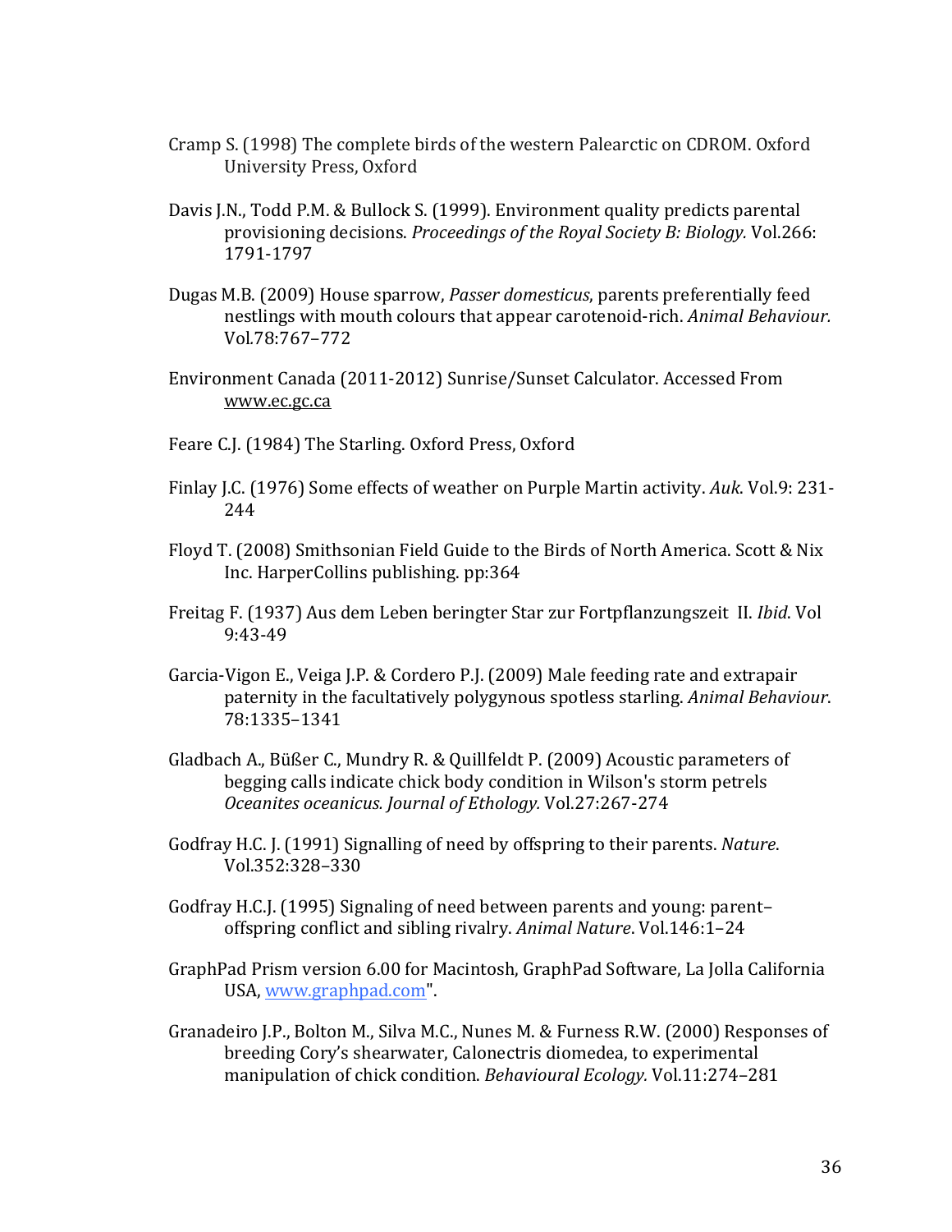Cramp S. (1998) The complete birds of the western Palearctic on CDROM. Oxford University Press, Oxford

Davis J.N., Todd P.M. & Bullock S. (1999). Environment quality predicts parental provisioning decisions. *Proceedings of the Royal Society B: Biology.* Vol.266: 1791-1797

Dugas M.B. (2009) House sparrow, *Passer domesticus*, parents preferentially feed nestlings with mouth colours that appear carotenoid-rich. *Animal Behaviour.* Vol.78:767–772

Environment Canada (2011-2012) Sunrise/Sunset Calculator. Accessed From www.ec.gc.ca

Feare C.J. (1984) The Starling. Oxford Press, Oxford

Finlay J.C. (1976) Some effects of weather on Purple Martin activity. *Auk*. Vol.9: 231-244

Floyd T. (2008) Smithsonian Field Guide to the Birds of North America. Scott & Nix Inc. HarperCollins publishing. pp:364

Freitag F. (1937) Aus dem Leben beringter Star zur Fortpflanzungszeit II. *Ibid*. Vol 9:43-49

Garcia-Vigon E., Veiga J.P. & Cordero P.J. (2009) Male feeding rate and extrapair paternity in the facultatively polygynous spotless starling. *Animal Behaviour*. 78:1335–1341

Gladbach A., Büßer C., Mundry R. & Quillfeldt P. (2009) Acoustic parameters of begging calls indicate chick body condition in Wilson's storm petrels *Oceanites oceanicus. Journal of Ethology.* Vol.27:267-274

Godfray H.C. J. (1991) Signalling of need by offspring to their parents. *Nature*. Vol.352:328–330

Godfray H.C.J. (1995) Signaling of need between parents and young: parent–offspring conflict and sibling rivalry. *Animal Nature*. Vol.146:1–24

GraphPad Prism version 6.00 for Macintosh, GraphPad Software, La Jolla California USA, www.graphpad.com".

Granadeiro J.P., Bolton M., Silva M.C., Nunes M. & Furness R.W. (2000) Responses of breeding Cory's shearwater, Calonectris diomedea, to experimental manipulation of chick condition. *Behavioural Ecology.* Vol.11:274–281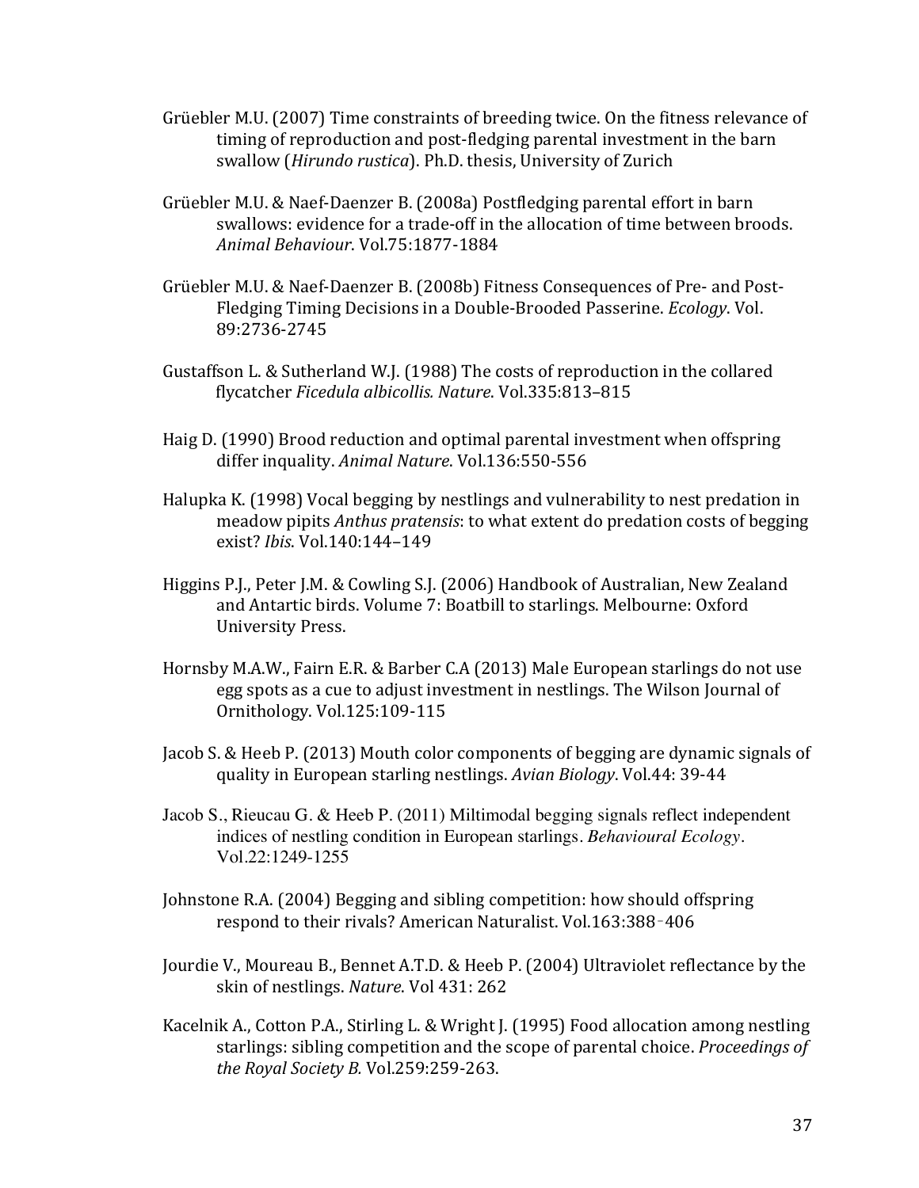Grüebler M.U. (2007) Time constraints of breeding twice. On the fitness relevance of timing of reproduction and post-fledging parental investment in the barn swallow (*Hirundo rustica*). Ph.D. thesis, University of Zurich

Grüebler M.U. & Naef-Daenzer B. (2008a) Postfledging parental effort in barn swallows: evidence for a trade-off in the allocation of time between broods. *Animal Behaviour*. Vol.75:1877-1884

Grüebler M.U. & Naef-Daenzer B. (2008b) Fitness Consequences of Pre- and Post-Fledging Timing Decisions in a Double-Brooded Passerine. *Ecology*. Vol. 89:2736-2745

Gustaffson L. & Sutherland W.J. (1988) The costs of reproduction in the collared flycatcher *Ficedula albicollis. Nature*. Vol.335:813–815

Haig D. (1990) Brood reduction and optimal parental investment when offspring differ inquality. *Animal Nature*. Vol.136:550-556

Halupka K. (1998) Vocal begging by nestlings and vulnerability to nest predation in meadow pipits *Anthus pratensis*: to what extent do predation costs of begging exist? *Ibis*. Vol.140:144–149

Higgins P.J., Peter J.M. & Cowling S.J. (2006) Handbook of Australian, New Zealand and Antartic birds. Volume 7: Boatbill to starlings. Melbourne: Oxford University Press.

Hornsby M.A.W., Fairn E.R. & Barber C.A (2013) Male European starlings do not use egg spots as a cue to adjust investment in nestlings. The Wilson Journal of Ornithology. Vol.125:109-115

Jacob S. & Heeb P. (2013) Mouth color components of begging are dynamic signals of quality in European starling nestlings. *Avian Biology*. Vol.44: 39-44

Jacob S., Rieucau G. & Heeb P. (2011) Miltimodal begging signals reflect independent indices of nestling condition in European starlings. *Behavioural Ecology*. Vol.22:1249-1255

Johnstone R.A. (2004) Begging and sibling competition: how should offspring respond to their rivals? American Naturalist. Vol.163:388–406

Jourdie V., Moureau B., Bennet A.T.D. & Heeb P. (2004) Ultraviolet reflectance by the skin of nestlings. *Nature*. Vol 431: 262

Kacelnik A., Cotton P.A., Stirling L. & Wright J. (1995) Food allocation among nestling starlings: sibling competition and the scope of parental choice. *Proceedings of the Royal Society B.* Vol.259:259-263.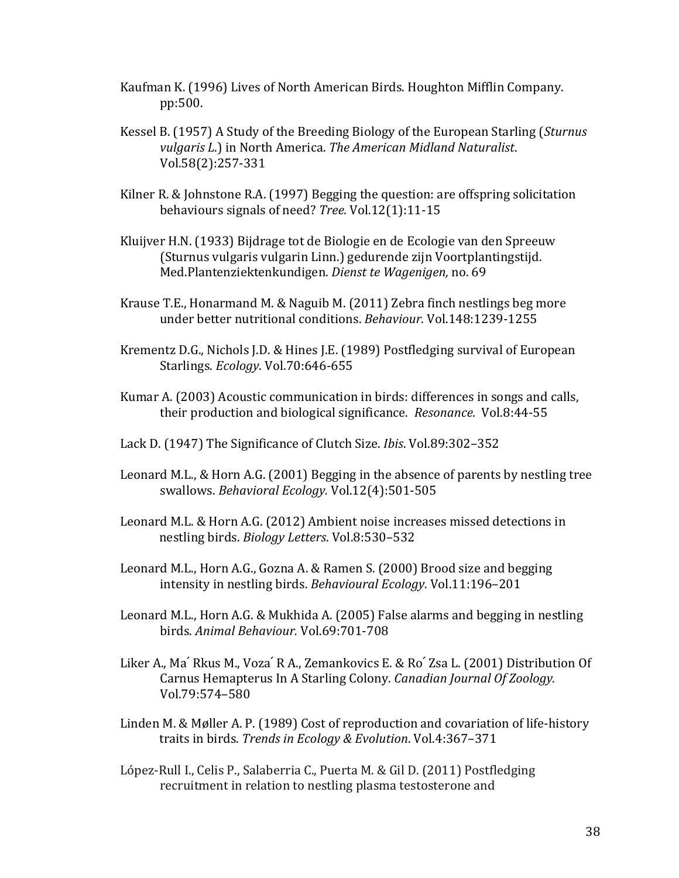Kaufman K. (1996) Lives of North American Birds. Houghton Mifflin Company. pp:500.

Kessel B. (1957) A Study of the Breeding Biology of the European Starling (*Sturnus vulgaris L.*) in North America. *The American Midland Naturalist*. Vol.58(2):257-331

Kilner R. & Johnstone R.A. (1997) Begging the question: are offspring solicitation behaviours signals of need? *Tree.* Vol.12(1):11-15

Kluijver H.N. (1933) Bijdrage tot de Biologie en de Ecologie van den Spreeuw (Sturnus vulgaris vulgarin Linn.) gedurende zijn Voortplantingstijd. Med.Plantenziektenkundigen. *Dienst te Wagenigen,* no. 69

Krause T.E., Honarmand M. & Naguib M. (2011) Zebra finch nestlings beg more under better nutritional conditions. *Behaviour.* Vol.148:1239-1255

Krementz D.G., Nichols J.D. & Hines J.E. (1989) Postfledging survival of European Starlings. *Ecology*. Vol.70:646-655

Kumar A. (2003) Acoustic communication in birds: differences in songs and calls, their production and biological significance. *Resonance.* Vol.8:44-55

Lack D. (1947) The Significance of Clutch Size. *Ibis*. Vol.89:302–352

Leonard M.L., & Horn A.G. (2001) Begging in the absence of parents by nestling tree swallows. *Behavioral Ecology.* Vol.12(4):501-505

Leonard M.L. & Horn A.G. (2012) Ambient noise increases missed detections in nestling birds. *Biology Letters*. Vol.8:530–532

Leonard M.L., Horn A.G., Gozna A. & Ramen S. (2000) Brood size and begging intensity in nestling birds. *Behavioural Ecology*. Vol.11:196–201

Leonard M.L., Horn A.G. & Mukhida A. (2005) False alarms and begging in nestling birds. *Animal Behaviour.* Vol.69:701-708

Liker A., Ma´ Rkus M., Voza´ R A., Zemankovics E. & Ro´ Zsa L. (2001) Distribution Of Carnus Hemapterus In A Starling Colony. *Canadian Journal Of Zoology.* Vol.79:574–580

Linden M. & Møller A. P. (1989) Cost of reproduction and covariation of life-history traits in birds. *Trends in Ecology & Evolution*. Vol.4:367–371

López-Rull I., Celis P., Salaberria C., Puerta M. & Gil D. (2011) Postfledging recruitment in relation to nestling plasma testosterone and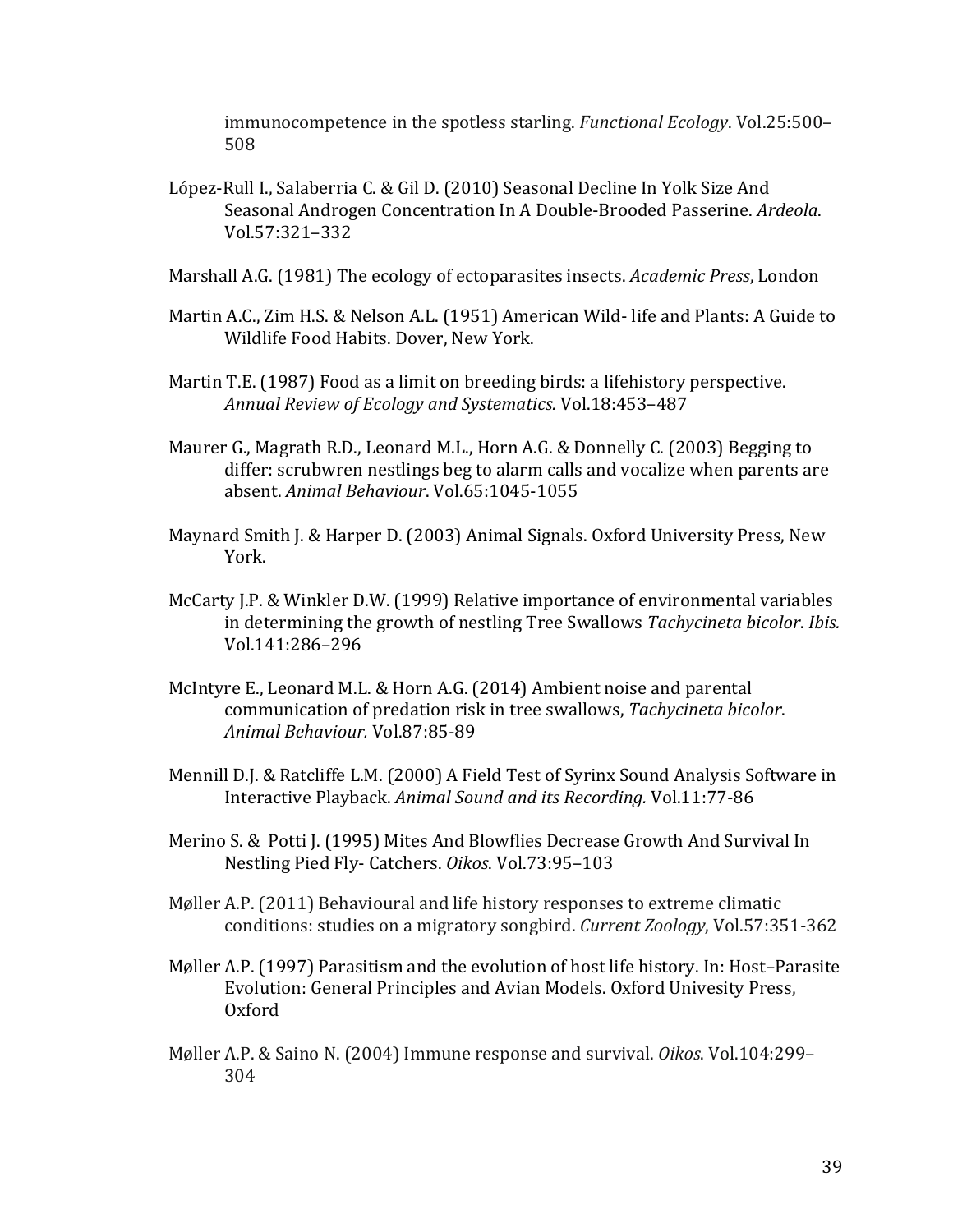immunocompetence in the spotless starling. *Functional Ecology*. Vol.25:500–508

López-Rull I., Salaberria C. & Gil D. (2010) Seasonal Decline In Yolk Size And Seasonal Androgen Concentration In A Double-Brooded Passerine. *Ardeola*. Vol.57:321–332

Marshall A.G. (1981) The ecology of ectoparasites insects. *Academic Press*, London

Martin A.C., Zim H.S. & Nelson A.L. (1951) American Wild- life and Plants: A Guide to Wildlife Food Habits. Dover, New York.

Martin T.E. (1987) Food as a limit on breeding birds: a lifehistory perspective. *Annual Review of Ecology and Systematics.* Vol.18:453–487

Maurer G., Magrath R.D., Leonard M.L., Horn A.G. & Donnelly C. (2003) Begging to differ: scrubwren nestlings beg to alarm calls and vocalize when parents are absent. *Animal Behaviour*. Vol.65:1045-1055

Maynard Smith J. & Harper D. (2003) Animal Signals. Oxford University Press, New York.

McCarty J.P. & Winkler D.W. (1999) Relative importance of environmental variables in determining the growth of nestling Tree Swallows *Tachycineta bicolor*. *Ibis.* Vol.141:286–296

McIntyre E., Leonard M.L. & Horn A.G. (2014) Ambient noise and parental communication of predation risk in tree swallows, *Tachycineta bicolor*. *Animal Behaviour.* Vol.87:85-89

Mennill D.J. & Ratcliffe L.M. (2000) A Field Test of Syrinx Sound Analysis Software in Interactive Playback. *Animal Sound and its Recording.* Vol.11:77-86

Merino S. & Potti J. (1995) Mites And Blowflies Decrease Growth And Survival In Nestling Pied Fly- Catchers. *Oikos*. Vol.73:95–103

Møller A.P. (2011) Behavioural and life history responses to extreme climatic conditions: studies on a migratory songbird. *Current Zoology*, Vol.57:351-362

Møller A.P. (1997) Parasitism and the evolution of host life history. In: Host–Parasite Evolution: General Principles and Avian Models. Oxford Univesity Press, Oxford

Møller A.P. & Saino N. (2004) Immune response and survival. *Oikos*. Vol.104:299–304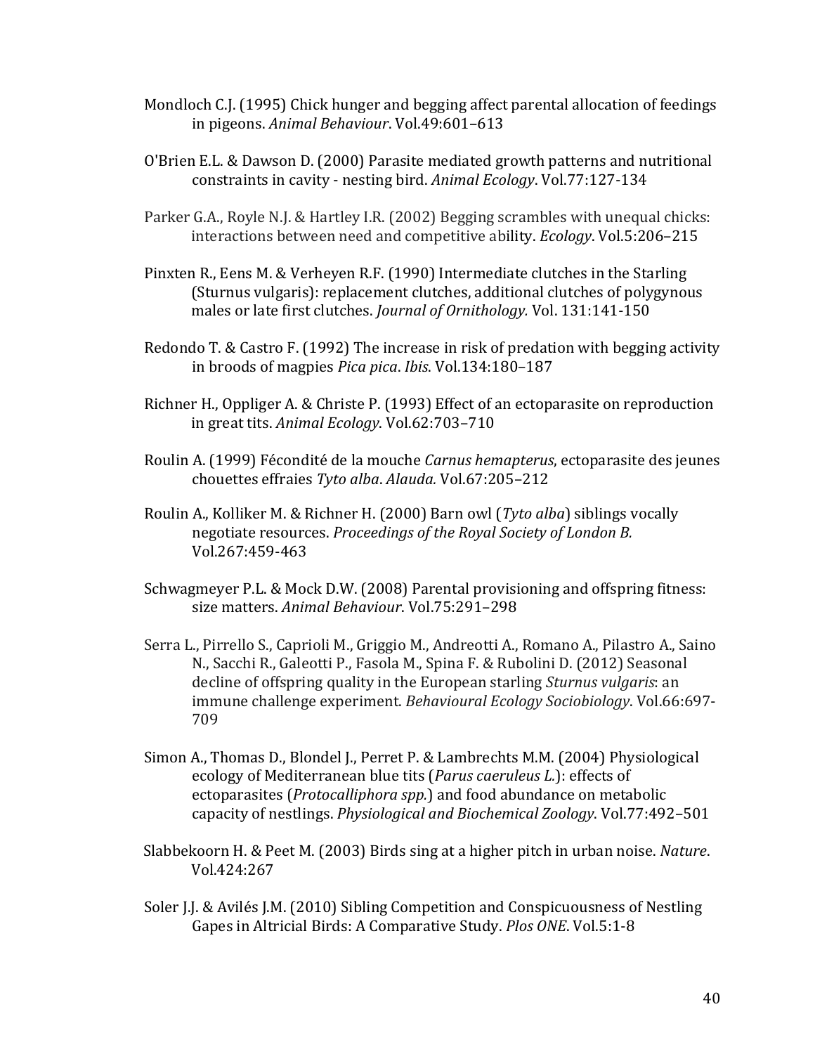Mondloch C.J. (1995) Chick hunger and begging affect parental allocation of feedings in pigeons. *Animal Behaviour*. Vol.49:601–613

O'Brien E.L. & Dawson D. (2000) Parasite mediated growth patterns and nutritional constraints in cavity - nesting bird. *Animal Ecology*. Vol.77:127-134

Parker G.A., Royle N.J. & Hartley I.R. (2002) Begging scrambles with unequal chicks: interactions between need and competitive ability. *Ecology*. Vol.5:206–215

Pinxten R., Eens M. & Verheyen R.F. (1990) Intermediate clutches in the Starling (Sturnus vulgaris): replacement clutches, additional clutches of polygynous males or late first clutches. *Journal of Ornithology.* Vol. 131:141-150

Redondo T. & Castro F. (1992) The increase in risk of predation with begging activity in broods of magpies *Pica pica*. *Ibis*. Vol.134:180–187

Richner H., Oppliger A. & Christe P. (1993) Effect of an ectoparasite on reproduction in great tits. *Animal Ecology*. Vol.62:703–710

Roulin A. (1999) Fécondité de la mouche *Carnus hemapterus*, ectoparasite des jeunes chouettes effraies *Tyto alba*. *Alauda.* Vol.67:205–212

Roulin A., Kolliker M. & Richner H. (2000) Barn owl (*Tyto alba*) siblings vocally negotiate resources. *Proceedings of the Royal Society of London B.* Vol.267:459-463

Schwagmeyer P.L. & Mock D.W. (2008) Parental provisioning and offspring fitness: size matters. *Animal Behaviour*. Vol.75:291–298

Serra L., Pirrello S., Caprioli M., Griggio M., Andreotti A., Romano A., Pilastro A., Saino N., Sacchi R., Galeotti P., Fasola M., Spina F. & Rubolini D. (2012) Seasonal decline of offspring quality in the European starling *Sturnus vulgaris*: an immune challenge experiment. *Behavioural Ecology Sociobiology*. Vol.66:697-709

Simon A., Thomas D., Blondel J., Perret P. & Lambrechts M.M. (2004) Physiological ecology of Mediterranean blue tits (*Parus caeruleus L.*): effects of ectoparasites (*Protocalliphora spp.*) and food abundance on metabolic capacity of nestlings. *Physiological and Biochemical Zoology*. Vol.77:492–501

Slabbekoorn H. & Peet M. (2003) Birds sing at a higher pitch in urban noise. *Nature*. Vol.424:267

Soler J.J. & Avilés J.M. (2010) Sibling Competition and Conspicuousness of Nestling Gapes in Altricial Birds: A Comparative Study. *Plos ONE*. Vol.5:1-8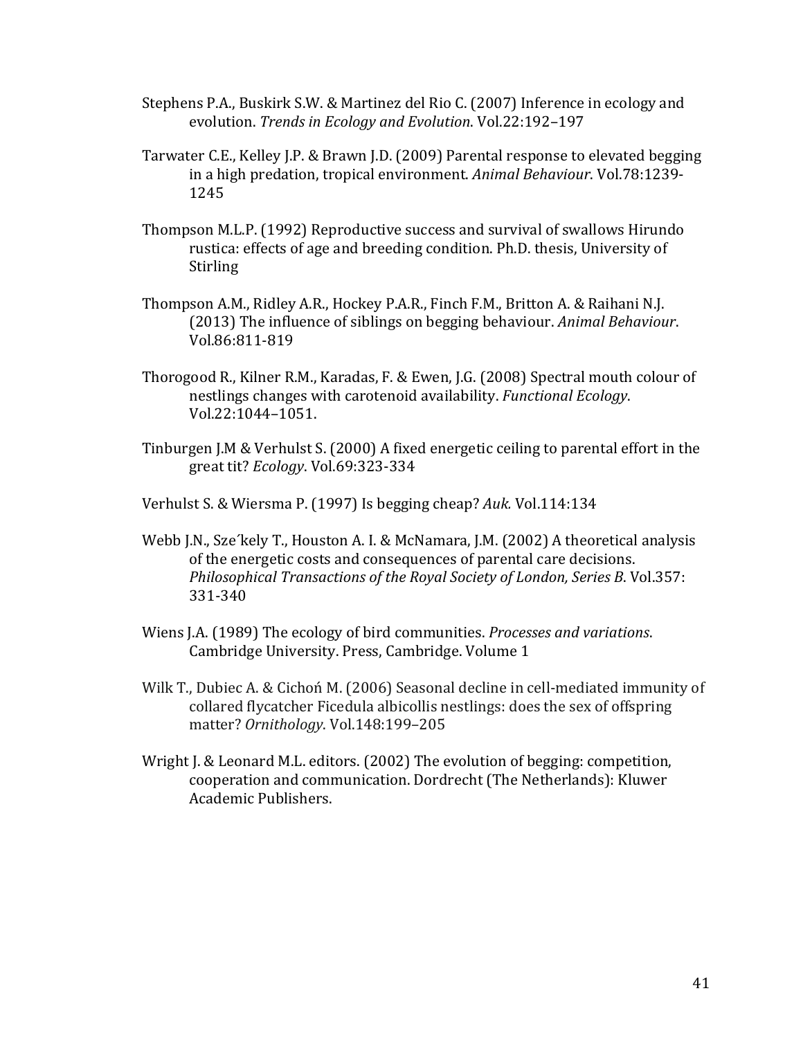Stephens P.A., Buskirk S.W. & Martinez del Rio C. (2007) Inference in ecology and evolution. *Trends in Ecology and Evolution*. Vol.22:192–197

Tarwater C.E., Kelley J.P. & Brawn J.D. (2009) Parental response to elevated begging in a high predation, tropical environment. *Animal Behaviour*. Vol.78:1239-1245

Thompson M.L.P. (1992) Reproductive success and survival of swallows Hirundo rustica: effects of age and breeding condition. Ph.D. thesis, University of Stirling

Thompson A.M., Ridley A.R., Hockey P.A.R., Finch F.M., Britton A. & Raihani N.J. (2013) The influence of siblings on begging behaviour. *Animal Behaviour*. Vol.86:811-819

Thorogood R., Kilner R.M., Karadas, F. & Ewen, J.G. (2008) Spectral mouth colour of nestlings changes with carotenoid availability. *Functional Ecology*. Vol.22:1044–1051.

Tinburgen J.M & Verhulst S. (2000) A fixed energetic ceiling to parental effort in the great tit? *Ecology*. Vol.69:323-334

Verhulst S. & Wiersma P. (1997) Is begging cheap? *Auk.* Vol.114:134

Webb J.N., Sze´kely T., Houston A. I. & McNamara, J.M. (2002) A theoretical analysis of the energetic costs and consequences of parental care decisions. *Philosophical Transactions of the Royal Society of London, Series B*. Vol.357: 331-340

Wiens J.A. (1989) The ecology of bird communities. *Processes and variations*. Cambridge University. Press, Cambridge. Volume 1

Wilk T., Dubiec A. & Cichoń M. (2006) Seasonal decline in cell-mediated immunity of collared flycatcher Ficedula albicollis nestlings: does the sex of offspring matter? *Ornithology*. Vol.148:199–205

Wright J. & Leonard M.L. editors. (2002) The evolution of begging: competition, cooperation and communication. Dordrecht (The Netherlands): Kluwer Academic Publishers.